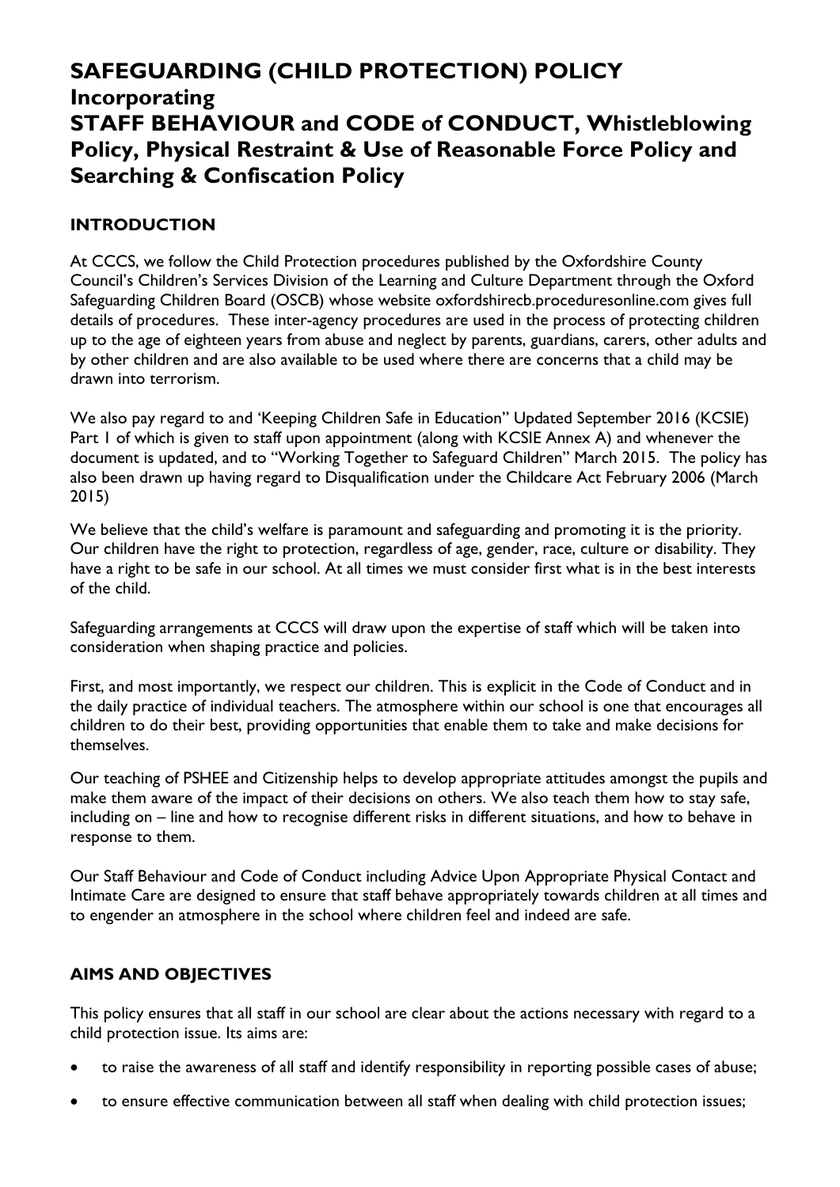# SAFEGUARDING (CHILD PROTECTION) POLICY
## Incorporating
## STAFF BEHAVIOUR and CODE of CONDUCT, Whistleblowing Policy, Physical Restraint & Use of Reasonable Force Policy and Searching & Confiscation Policy

### INTRODUCTION

At CCCS, we follow the Child Protection procedures published by the Oxfordshire County Council's Children's Services Division of the Learning and Culture Department through the Oxford Safeguarding Children Board (OSCB) whose website oxfordshirecb.proceduresonline.com gives full details of procedures. These inter-agency procedures are used in the process of protecting children up to the age of eighteen years from abuse and neglect by parents, guardians, carers, other adults and by other children and are also available to be used where there are concerns that a child may be drawn into terrorism.

We also pay regard to and 'Keeping Children Safe in Education" Updated September 2016 (KCSIE) Part 1 of which is given to staff upon appointment (along with KCSIE Annex A) and whenever the document is updated, and to "Working Together to Safeguard Children" March 2015. The policy has also been drawn up having regard to Disqualification under the Childcare Act February 2006 (March 2015)

We believe that the child's welfare is paramount and safeguarding and promoting it is the priority. Our children have the right to protection, regardless of age, gender, race, culture or disability. They have a right to be safe in our school. At all times we must consider first what is in the best interests of the child.

Safeguarding arrangements at CCCS will draw upon the expertise of staff which will be taken into consideration when shaping practice and policies.

First, and most importantly, we respect our children. This is explicit in the Code of Conduct and in the daily practice of individual teachers. The atmosphere within our school is one that encourages all children to do their best, providing opportunities that enable them to take and make decisions for themselves.

Our teaching of PSHEE and Citizenship helps to develop appropriate attitudes amongst the pupils and make them aware of the impact of their decisions on others. We also teach them how to stay safe, including on – line and how to recognise different risks in different situations, and how to behave in response to them.

Our Staff Behaviour and Code of Conduct including Advice Upon Appropriate Physical Contact and Intimate Care are designed to ensure that staff behave appropriately towards children at all times and to engender an atmosphere in the school where children feel and indeed are safe.

### AIMS AND OBJECTIVES

This policy ensures that all staff in our school are clear about the actions necessary with regard to a child protection issue. Its aims are:

- to raise the awareness of all staff and identify responsibility in reporting possible cases of abuse;
- to ensure effective communication between all staff when dealing with child protection issues;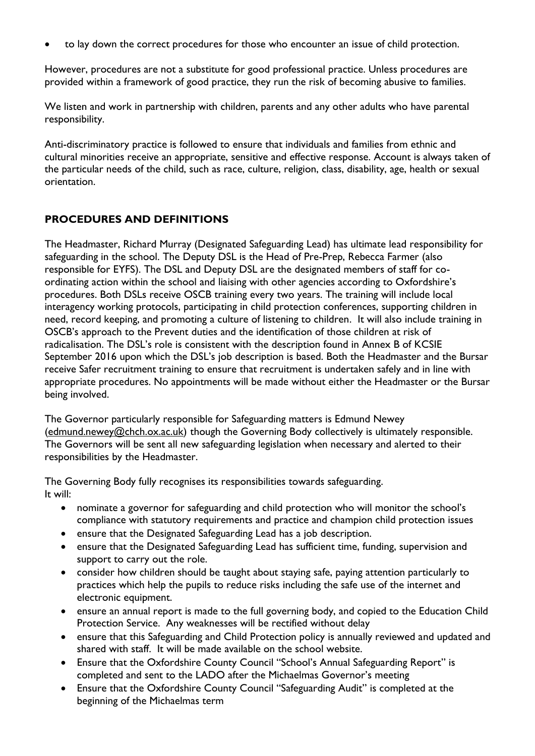- to lay down the correct procedures for those who encounter an issue of child protection.

However, procedures are not a substitute for good professional practice. Unless procedures are provided within a framework of good practice, they run the risk of becoming abusive to families.

We listen and work in partnership with children, parents and any other adults who have parental responsibility.

Anti-discriminatory practice is followed to ensure that individuals and families from ethnic and cultural minorities receive an appropriate, sensitive and effective response. Account is always taken of the particular needs of the child, such as race, culture, religion, class, disability, age, health or sexual orientation.

## PROCEDURES AND DEFINITIONS

The Headmaster, Richard Murray (Designated Safeguarding Lead) has ultimate lead responsibility for safeguarding in the school. The Deputy DSL is the Head of Pre-Prep, Rebecca Farmer (also responsible for EYFS). The DSL and Deputy DSL are the designated members of staff for co-ordinating action within the school and liaising with other agencies according to Oxfordshire's procedures. Both DSLs receive OSCB training every two years. The training will include local interagency working protocols, participating in child protection conferences, supporting children in need, record keeping, and promoting a culture of listening to children. It will also include training in OSCB's approach to the Prevent duties and the identification of those children at risk of radicalisation. The DSL's role is consistent with the description found in Annex B of KCSIE September 2016 upon which the DSL's job description is based. Both the Headmaster and the Bursar receive Safer recruitment training to ensure that recruitment is undertaken safely and in line with appropriate procedures. No appointments will be made without either the Headmaster or the Bursar being involved.

The Governor particularly responsible for Safeguarding matters is Edmund Newey (edmund.newey@chch.ox.ac.uk) though the Governing Body collectively is ultimately responsible. The Governors will be sent all new safeguarding legislation when necessary and alerted to their responsibilities by the Headmaster.

The Governing Body fully recognises its responsibilities towards safeguarding.
It will:

- nominate a governor for safeguarding and child protection who will monitor the school's compliance with statutory requirements and practice and champion child protection issues
- ensure that the Designated Safeguarding Lead has a job description.
- ensure that the Designated Safeguarding Lead has sufficient time, funding, supervision and support to carry out the role.
- consider how children should be taught about staying safe, paying attention particularly to practices which help the pupils to reduce risks including the safe use of the internet and electronic equipment.
- ensure an annual report is made to the full governing body, and copied to the Education Child Protection Service. Any weaknesses will be rectified without delay
- ensure that this Safeguarding and Child Protection policy is annually reviewed and updated and shared with staff. It will be made available on the school website.
- Ensure that the Oxfordshire County Council "School's Annual Safeguarding Report" is completed and sent to the LADO after the Michaelmas Governor's meeting
- Ensure that the Oxfordshire County Council "Safeguarding Audit" is completed at the beginning of the Michaelmas term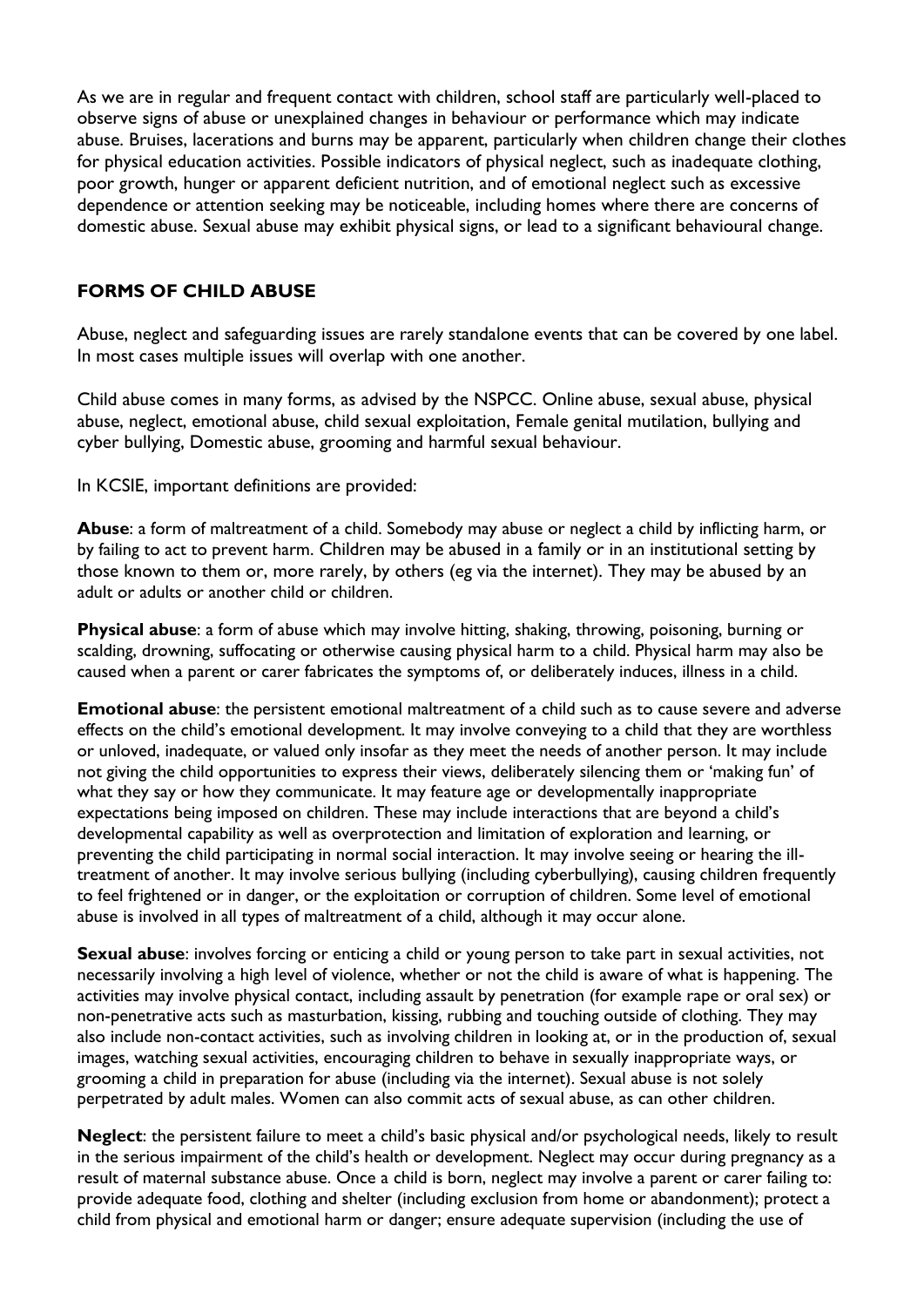As we are in regular and frequent contact with children, school staff are particularly well-placed to observe signs of abuse or unexplained changes in behaviour or performance which may indicate abuse. Bruises, lacerations and burns may be apparent, particularly when children change their clothes for physical education activities. Possible indicators of physical neglect, such as inadequate clothing, poor growth, hunger or apparent deficient nutrition, and of emotional neglect such as excessive dependence or attention seeking may be noticeable, including homes where there are concerns of domestic abuse. Sexual abuse may exhibit physical signs, or lead to a significant behavioural change.

## FORMS OF CHILD ABUSE

Abuse, neglect and safeguarding issues are rarely standalone events that can be covered by one label. In most cases multiple issues will overlap with one another.

Child abuse comes in many forms, as advised by the NSPCC. Online abuse, sexual abuse, physical abuse, neglect, emotional abuse, child sexual exploitation, Female genital mutilation, bullying and cyber bullying, Domestic abuse, grooming and harmful sexual behaviour.

In KCSIE, important definitions are provided:

**Abuse**: a form of maltreatment of a child. Somebody may abuse or neglect a child by inflicting harm, or by failing to act to prevent harm. Children may be abused in a family or in an institutional setting by those known to them or, more rarely, by others (eg via the internet). They may be abused by an adult or adults or another child or children.

**Physical abuse**: a form of abuse which may involve hitting, shaking, throwing, poisoning, burning or scalding, drowning, suffocating or otherwise causing physical harm to a child. Physical harm may also be caused when a parent or carer fabricates the symptoms of, or deliberately induces, illness in a child.

**Emotional abuse**: the persistent emotional maltreatment of a child such as to cause severe and adverse effects on the child's emotional development. It may involve conveying to a child that they are worthless or unloved, inadequate, or valued only insofar as they meet the needs of another person. It may include not giving the child opportunities to express their views, deliberately silencing them or 'making fun' of what they say or how they communicate. It may feature age or developmentally inappropriate expectations being imposed on children. These may include interactions that are beyond a child's developmental capability as well as overprotection and limitation of exploration and learning, or preventing the child participating in normal social interaction. It may involve seeing or hearing the ill-treatment of another. It may involve serious bullying (including cyberbullying), causing children frequently to feel frightened or in danger, or the exploitation or corruption of children. Some level of emotional abuse is involved in all types of maltreatment of a child, although it may occur alone.

**Sexual abuse**: involves forcing or enticing a child or young person to take part in sexual activities, not necessarily involving a high level of violence, whether or not the child is aware of what is happening. The activities may involve physical contact, including assault by penetration (for example rape or oral sex) or non-penetrative acts such as masturbation, kissing, rubbing and touching outside of clothing. They may also include non-contact activities, such as involving children in looking at, or in the production of, sexual images, watching sexual activities, encouraging children to behave in sexually inappropriate ways, or grooming a child in preparation for abuse (including via the internet). Sexual abuse is not solely perpetrated by adult males. Women can also commit acts of sexual abuse, as can other children.

**Neglect**: the persistent failure to meet a child's basic physical and/or psychological needs, likely to result in the serious impairment of the child's health or development. Neglect may occur during pregnancy as a result of maternal substance abuse. Once a child is born, neglect may involve a parent or carer failing to: provide adequate food, clothing and shelter (including exclusion from home or abandonment); protect a child from physical and emotional harm or danger; ensure adequate supervision (including the use of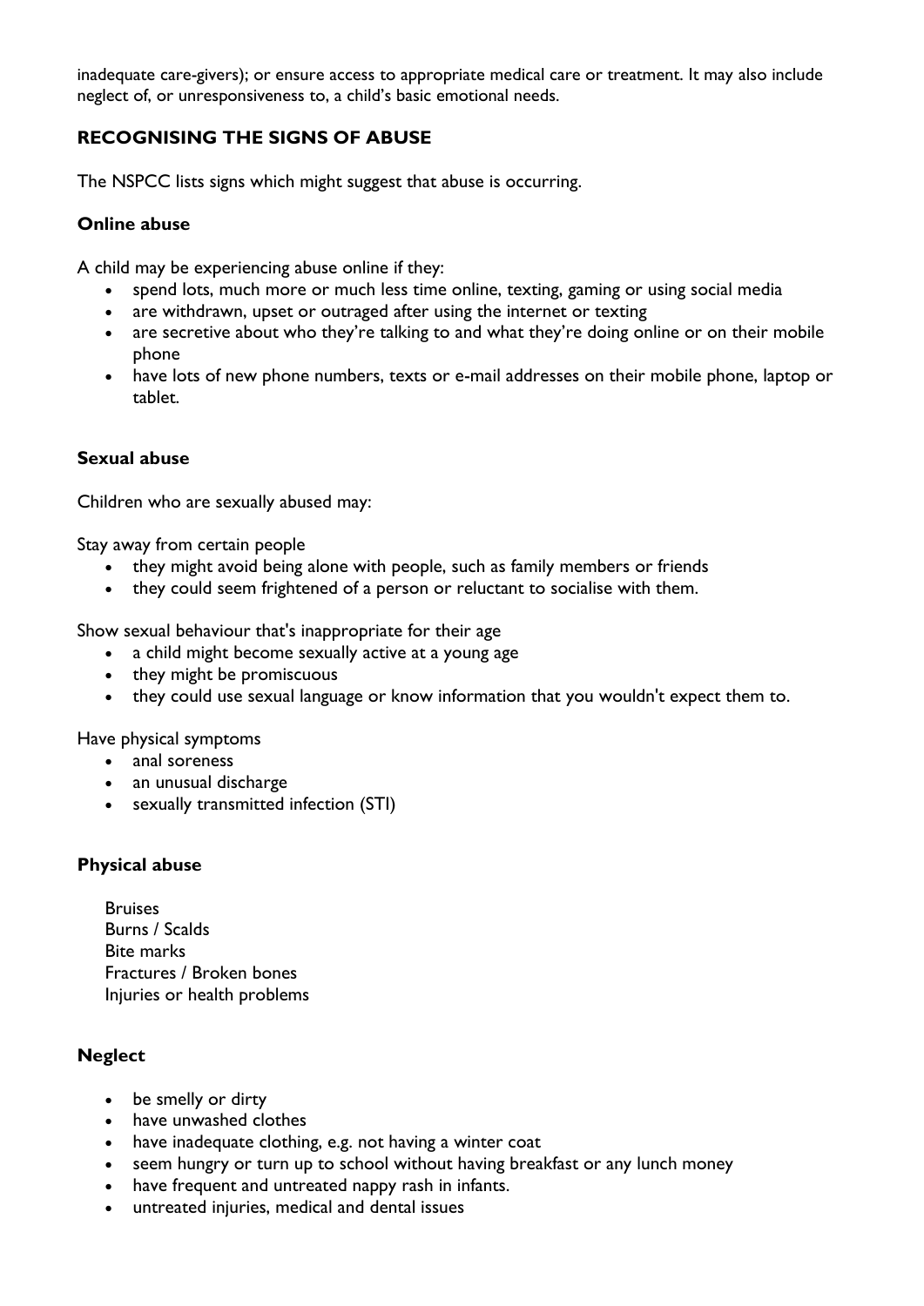inadequate care-givers); or ensure access to appropriate medical care or treatment. It may also include neglect of, or unresponsiveness to, a child's basic emotional needs.

## RECOGNISING THE SIGNS OF ABUSE

The NSPCC lists signs which might suggest that abuse is occurring.

### Online abuse

A child may be experiencing abuse online if they:

- spend lots, much more or much less time online, texting, gaming or using social media
- are withdrawn, upset or outraged after using the internet or texting
- are secretive about who they're talking to and what they're doing online or on their mobile phone
- have lots of new phone numbers, texts or e-mail addresses on their mobile phone, laptop or tablet.

### Sexual abuse

Children who are sexually abused may:

Stay away from certain people

- they might avoid being alone with people, such as family members or friends
- they could seem frightened of a person or reluctant to socialise with them.

Show sexual behaviour that's inappropriate for their age

- a child might become sexually active at a young age
- they might be promiscuous
- they could use sexual language or know information that you wouldn't expect them to.

Have physical symptoms

- anal soreness
- an unusual discharge
- sexually transmitted infection (STI)

### Physical abuse

Bruises
Burns / Scalds
Bite marks
Fractures / Broken bones
Injuries or health problems

### Neglect

- be smelly or dirty
- have unwashed clothes
- have inadequate clothing, e.g. not having a winter coat
- seem hungry or turn up to school without having breakfast or any lunch money
- have frequent and untreated nappy rash in infants.
- untreated injuries, medical and dental issues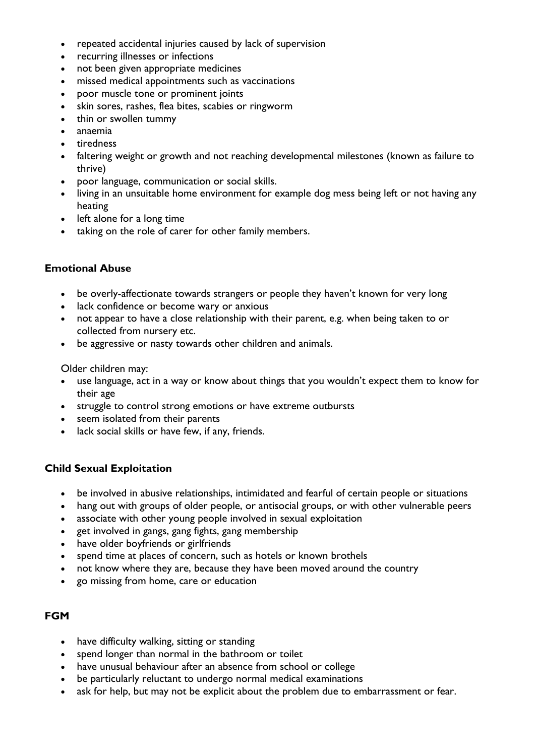- repeated accidental injuries caused by lack of supervision
- recurring illnesses or infections
- not been given appropriate medicines
- missed medical appointments such as vaccinations
- poor muscle tone or prominent joints
- skin sores, rashes, flea bites, scabies or ringworm
- thin or swollen tummy
- anaemia
- tiredness
- faltering weight or growth and not reaching developmental milestones (known as failure to thrive)
- poor language, communication or social skills.
- living in an unsuitable home environment for example dog mess being left or not having any heating
- left alone for a long time
- taking on the role of carer for other family members.

**Emotional Abuse**

- be overly-affectionate towards strangers or people they haven't known for very long
- lack confidence or become wary or anxious
- not appear to have a close relationship with their parent, e.g. when being taken to or collected from nursery etc.
- be aggressive or nasty towards other children and animals.

Older children may:

- use language, act in a way or know about things that you wouldn't expect them to know for their age
- struggle to control strong emotions or have extreme outbursts
- seem isolated from their parents
- lack social skills or have few, if any, friends.

**Child Sexual Exploitation**

- be involved in abusive relationships, intimidated and fearful of certain people or situations
- hang out with groups of older people, or antisocial groups, or with other vulnerable peers
- associate with other young people involved in sexual exploitation
- get involved in gangs, gang fights, gang membership
- have older boyfriends or girlfriends
- spend time at places of concern, such as hotels or known brothels
- not know where they are, because they have been moved around the country
- go missing from home, care or education

**FGM**

- have difficulty walking, sitting or standing
- spend longer than normal in the bathroom or toilet
- have unusual behaviour after an absence from school or college
- be particularly reluctant to undergo normal medical examinations
- ask for help, but may not be explicit about the problem due to embarrassment or fear.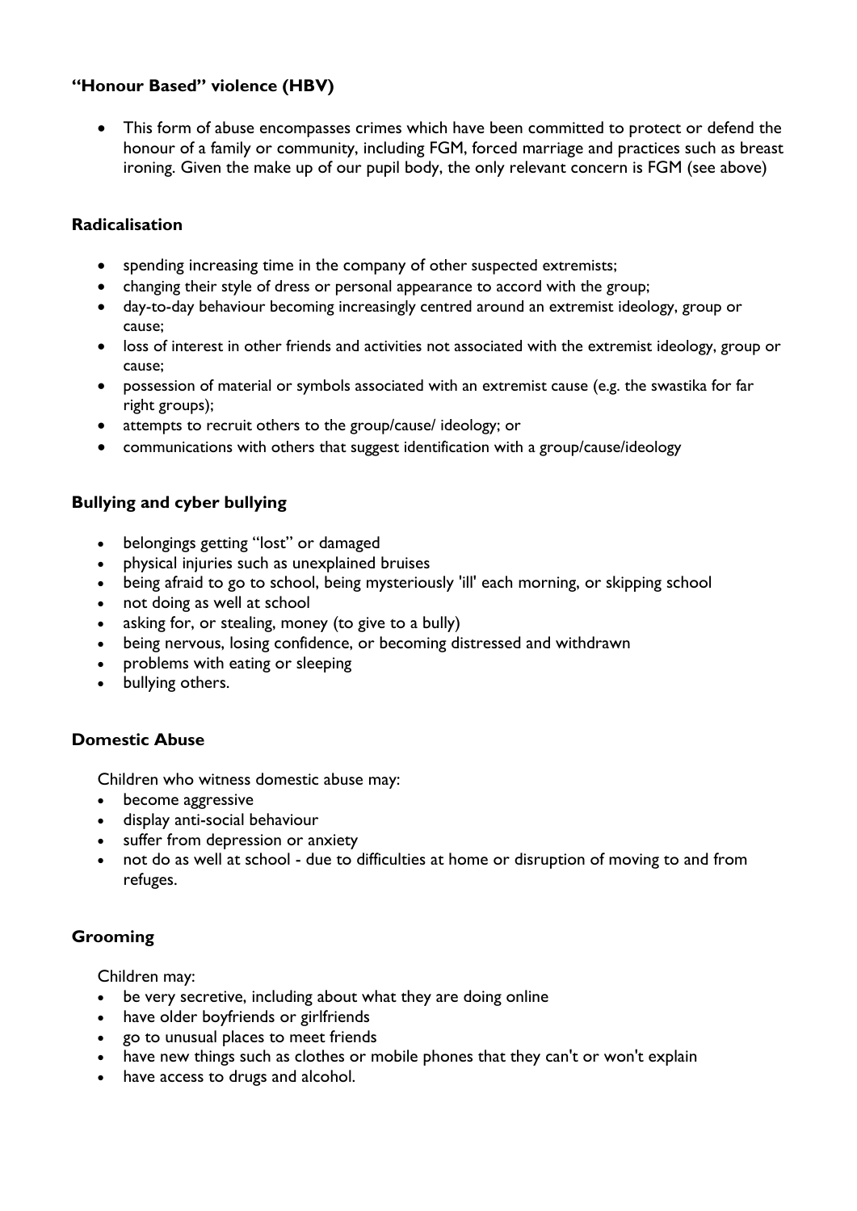### "Honour Based" violence (HBV)

- This form of abuse encompasses crimes which have been committed to protect or defend the honour of a family or community, including FGM, forced marriage and practices such as breast ironing. Given the make up of our pupil body, the only relevant concern is FGM (see above)

### Radicalisation

- spending increasing time in the company of other suspected extremists;
- changing their style of dress or personal appearance to accord with the group;
- day-to-day behaviour becoming increasingly centred around an extremist ideology, group or cause;
- loss of interest in other friends and activities not associated with the extremist ideology, group or cause;
- possession of material or symbols associated with an extremist cause (e.g. the swastika for far right groups);
- attempts to recruit others to the group/cause/ ideology; or
- communications with others that suggest identification with a group/cause/ideology

### Bullying and cyber bullying

- belongings getting "lost" or damaged
- physical injuries such as unexplained bruises
- being afraid to go to school, being mysteriously 'ill' each morning, or skipping school
- not doing as well at school
- asking for, or stealing, money (to give to a bully)
- being nervous, losing confidence, or becoming distressed and withdrawn
- problems with eating or sleeping
- bullying others.

### Domestic Abuse

Children who witness domestic abuse may:

- become aggressive
- display anti-social behaviour
- suffer from depression or anxiety
- not do as well at school - due to difficulties at home or disruption of moving to and from refuges.

### Grooming

Children may:

- be very secretive, including about what they are doing online
- have older boyfriends or girlfriends
- go to unusual places to meet friends
- have new things such as clothes or mobile phones that they can't or won't explain
- have access to drugs and alcohol.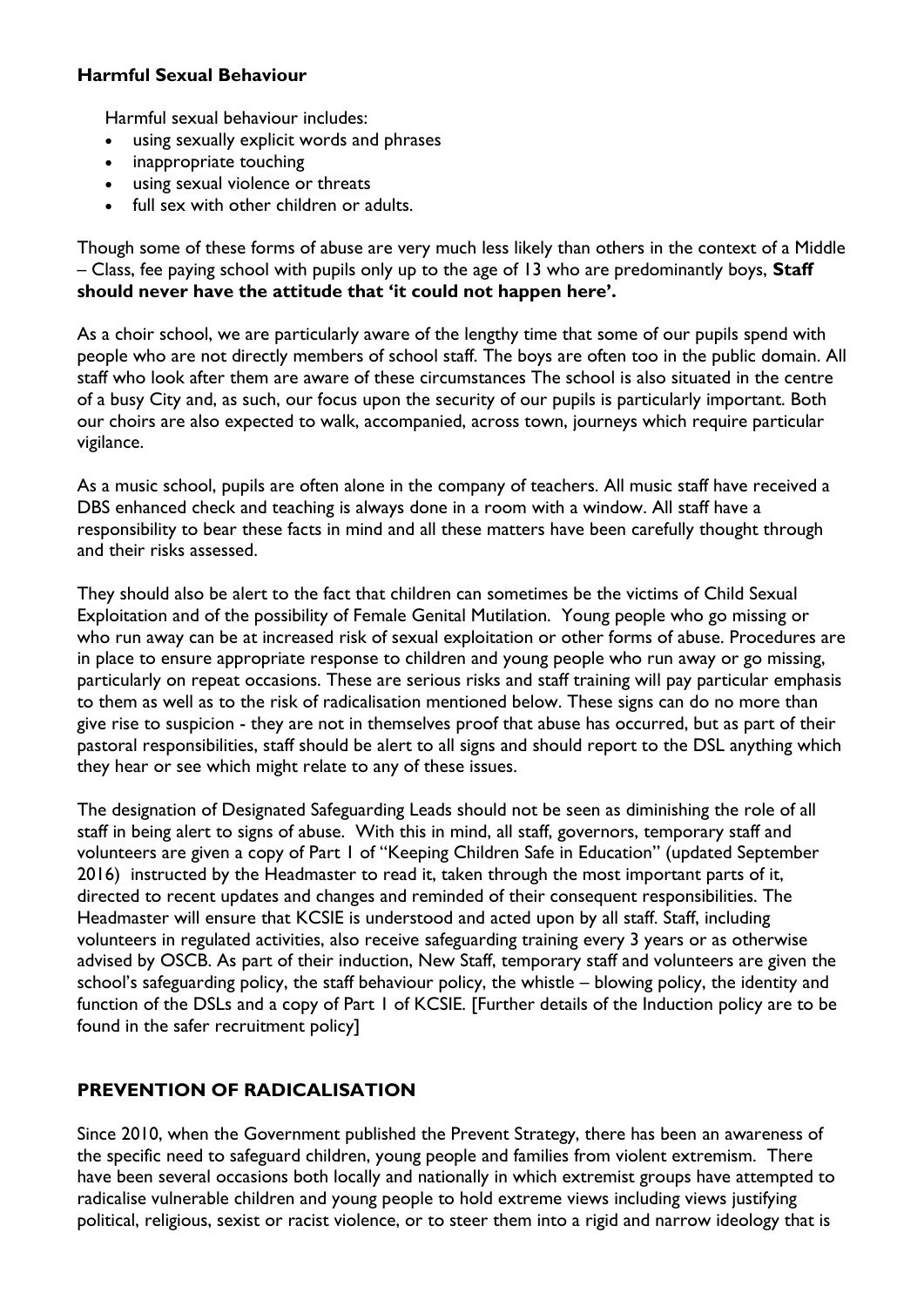**Harmful Sexual Behaviour**

Harmful sexual behaviour includes:

- using sexually explicit words and phrases
- inappropriate touching
- using sexual violence or threats
- full sex with other children or adults.

Though some of these forms of abuse are very much less likely than others in the context of a Middle – Class, fee paying school with pupils only up to the age of 13 who are predominantly boys, **Staff should never have the attitude that 'it could not happen here'.**

As a choir school, we are particularly aware of the lengthy time that some of our pupils spend with people who are not directly members of school staff. The boys are often too in the public domain. All staff who look after them are aware of these circumstances The school is also situated in the centre of a busy City and, as such, our focus upon the security of our pupils is particularly important. Both our choirs are also expected to walk, accompanied, across town, journeys which require particular vigilance.

As a music school, pupils are often alone in the company of teachers. All music staff have received a DBS enhanced check and teaching is always done in a room with a window. All staff have a responsibility to bear these facts in mind and all these matters have been carefully thought through and their risks assessed.

They should also be alert to the fact that children can sometimes be the victims of Child Sexual Exploitation and of the possibility of Female Genital Mutilation. Young people who go missing or who run away can be at increased risk of sexual exploitation or other forms of abuse. Procedures are in place to ensure appropriate response to children and young people who run away or go missing, particularly on repeat occasions. These are serious risks and staff training will pay particular emphasis to them as well as to the risk of radicalisation mentioned below. These signs can do no more than give rise to suspicion - they are not in themselves proof that abuse has occurred, but as part of their pastoral responsibilities, staff should be alert to all signs and should report to the DSL anything which they hear or see which might relate to any of these issues.

The designation of Designated Safeguarding Leads should not be seen as diminishing the role of all staff in being alert to signs of abuse. With this in mind, all staff, governors, temporary staff and volunteers are given a copy of Part 1 of "Keeping Children Safe in Education" (updated September 2016) instructed by the Headmaster to read it, taken through the most important parts of it, directed to recent updates and changes and reminded of their consequent responsibilities. The Headmaster will ensure that KCSIE is understood and acted upon by all staff. Staff, including volunteers in regulated activities, also receive safeguarding training every 3 years or as otherwise advised by OSCB. As part of their induction, New Staff, temporary staff and volunteers are given the school's safeguarding policy, the staff behaviour policy, the whistle – blowing policy, the identity and function of the DSLs and a copy of Part 1 of KCSIE. [Further details of the Induction policy are to be found in the safer recruitment policy]

## PREVENTION OF RADICALISATION

Since 2010, when the Government published the Prevent Strategy, there has been an awareness of the specific need to safeguard children, young people and families from violent extremism. There have been several occasions both locally and nationally in which extremist groups have attempted to radicalise vulnerable children and young people to hold extreme views including views justifying political, religious, sexist or racist violence, or to steer them into a rigid and narrow ideology that is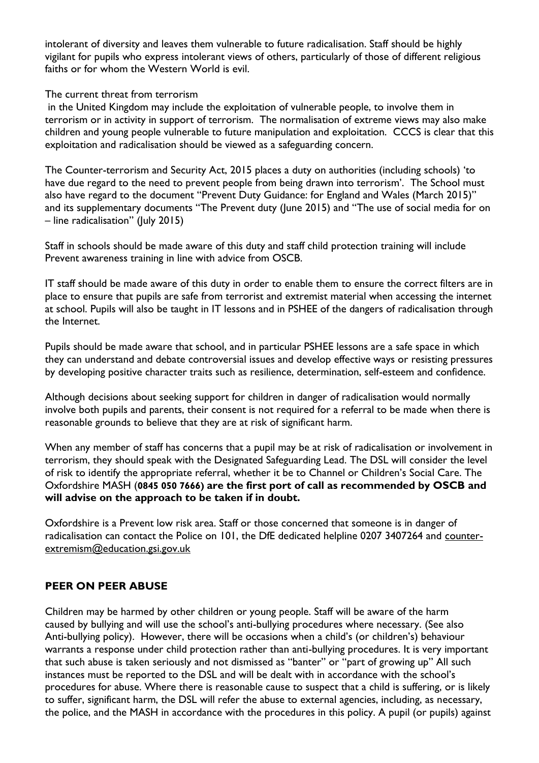intolerant of diversity and leaves them vulnerable to future radicalisation. Staff should be highly vigilant for pupils who express intolerant views of others, particularly of those of different religious faiths or for whom the Western World is evil.

The current threat from terrorism in the United Kingdom may include the exploitation of vulnerable people, to involve them in terrorism or in activity in support of terrorism. The normalisation of extreme views may also make children and young people vulnerable to future manipulation and exploitation. CCCS is clear that this exploitation and radicalisation should be viewed as a safeguarding concern.

The Counter-terrorism and Security Act, 2015 places a duty on authorities (including schools) 'to have due regard to the need to prevent people from being drawn into terrorism'. The School must also have regard to the document "Prevent Duty Guidance: for England and Wales (March 2015)" and its supplementary documents "The Prevent duty (June 2015) and "The use of social media for on – line radicalisation" (July 2015)

Staff in schools should be made aware of this duty and staff child protection training will include Prevent awareness training in line with advice from OSCB.

IT staff should be made aware of this duty in order to enable them to ensure the correct filters are in place to ensure that pupils are safe from terrorist and extremist material when accessing the internet at school. Pupils will also be taught in IT lessons and in PSHEE of the dangers of radicalisation through the Internet.

Pupils should be made aware that school, and in particular PSHEE lessons are a safe space in which they can understand and debate controversial issues and develop effective ways or resisting pressures by developing positive character traits such as resilience, determination, self-esteem and confidence.

Although decisions about seeking support for children in danger of radicalisation would normally involve both pupils and parents, their consent is not required for a referral to be made when there is reasonable grounds to believe that they are at risk of significant harm.

When any member of staff has concerns that a pupil may be at risk of radicalisation or involvement in terrorism, they should speak with the Designated Safeguarding Lead. The DSL will consider the level of risk to identify the appropriate referral, whether it be to Channel or Children's Social Care. The Oxfordshire MASH (**0845 050 7666) are the first port of call as recommended by OSCB and will advise on the approach to be taken if in doubt.**

Oxfordshire is a Prevent low risk area. Staff or those concerned that someone is in danger of radicalisation can contact the Police on 101, the DfE dedicated helpline 0207 3407264 and counter-extremism@education.gsi.gov.uk

## PEER ON PEER ABUSE

Children may be harmed by other children or young people. Staff will be aware of the harm caused by bullying and will use the school's anti-bullying procedures where necessary. (See also Anti-bullying policy). However, there will be occasions when a child's (or children's) behaviour warrants a response under child protection rather than anti-bullying procedures. It is very important that such abuse is taken seriously and not dismissed as "banter" or "part of growing up" All such instances must be reported to the DSL and will be dealt with in accordance with the school's procedures for abuse. Where there is reasonable cause to suspect that a child is suffering, or is likely to suffer, significant harm, the DSL will refer the abuse to external agencies, including, as necessary, the police, and the MASH in accordance with the procedures in this policy. A pupil (or pupils) against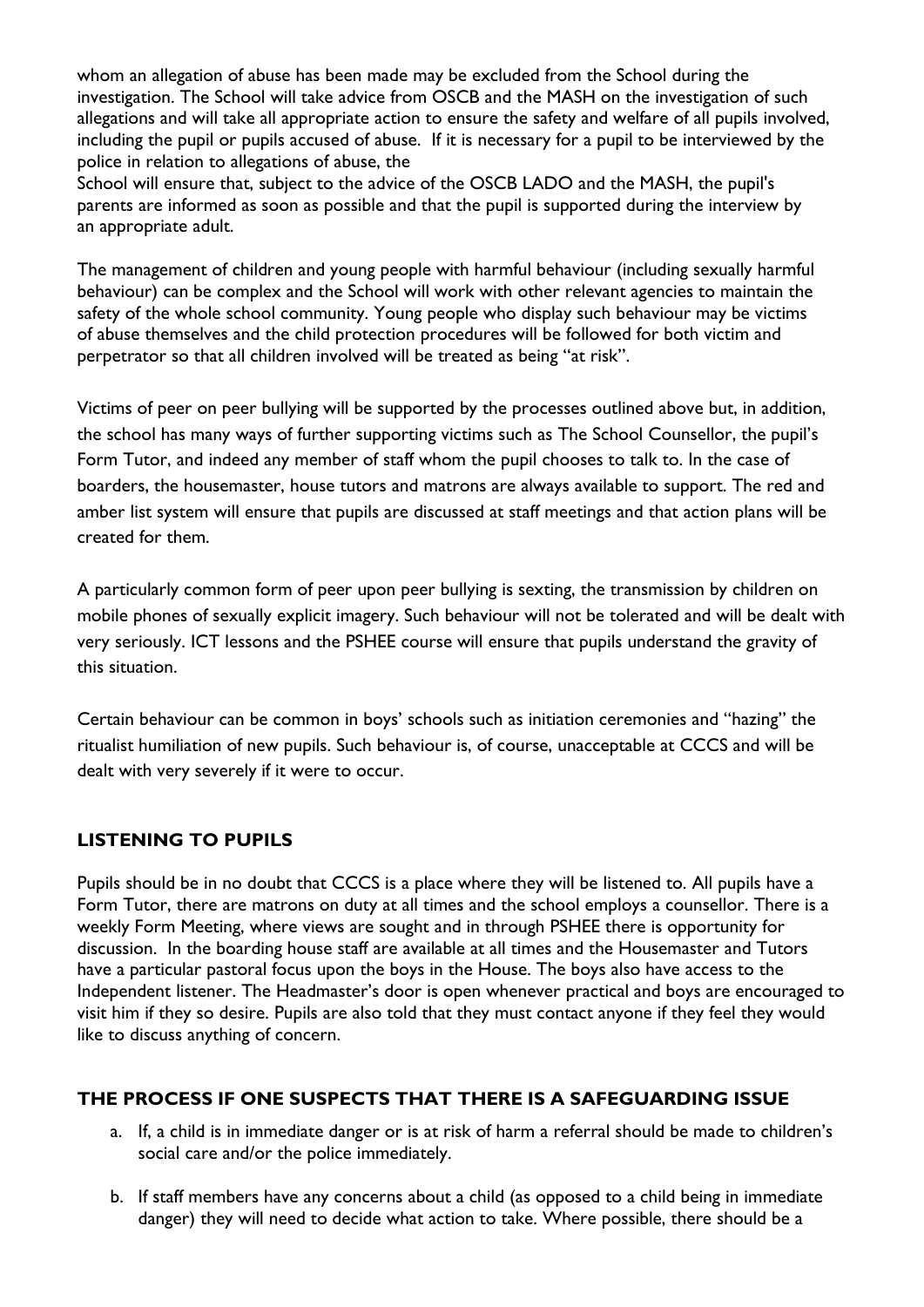whom an allegation of abuse has been made may be excluded from the School during the investigation. The School will take advice from OSCB and the MASH on the investigation of such allegations and will take all appropriate action to ensure the safety and welfare of all pupils involved, including the pupil or pupils accused of abuse. If it is necessary for a pupil to be interviewed by the police in relation to allegations of abuse, the

School will ensure that, subject to the advice of the OSCB LADO and the MASH, the pupil's parents are informed as soon as possible and that the pupil is supported during the interview by an appropriate adult.

The management of children and young people with harmful behaviour (including sexually harmful behaviour) can be complex and the School will work with other relevant agencies to maintain the safety of the whole school community. Young people who display such behaviour may be victims of abuse themselves and the child protection procedures will be followed for both victim and perpetrator so that all children involved will be treated as being "at risk".

Victims of peer on peer bullying will be supported by the processes outlined above but, in addition, the school has many ways of further supporting victims such as The School Counsellor, the pupil's Form Tutor, and indeed any member of staff whom the pupil chooses to talk to. In the case of boarders, the housemaster, house tutors and matrons are always available to support. The red and amber list system will ensure that pupils are discussed at staff meetings and that action plans will be created for them.

A particularly common form of peer upon peer bullying is sexting, the transmission by children on mobile phones of sexually explicit imagery. Such behaviour will not be tolerated and will be dealt with very seriously. ICT lessons and the PSHEE course will ensure that pupils understand the gravity of this situation.

Certain behaviour can be common in boys' schools such as initiation ceremonies and "hazing" the ritualist humiliation of new pupils. Such behaviour is, of course, unacceptable at CCCS and will be dealt with very severely if it were to occur.

## LISTENING TO PUPILS

Pupils should be in no doubt that CCCS is a place where they will be listened to. All pupils have a Form Tutor, there are matrons on duty at all times and the school employs a counsellor. There is a weekly Form Meeting, where views are sought and in through PSHEE there is opportunity for discussion. In the boarding house staff are available at all times and the Housemaster and Tutors have a particular pastoral focus upon the boys in the House. The boys also have access to the Independent listener. The Headmaster's door is open whenever practical and boys are encouraged to visit him if they so desire. Pupils are also told that they must contact anyone if they feel they would like to discuss anything of concern.

## THE PROCESS IF ONE SUSPECTS THAT THERE IS A SAFEGUARDING ISSUE

a. If, a child is in immediate danger or is at risk of harm a referral should be made to children's social care and/or the police immediately.

b. If staff members have any concerns about a child (as opposed to a child being in immediate danger) they will need to decide what action to take. Where possible, there should be a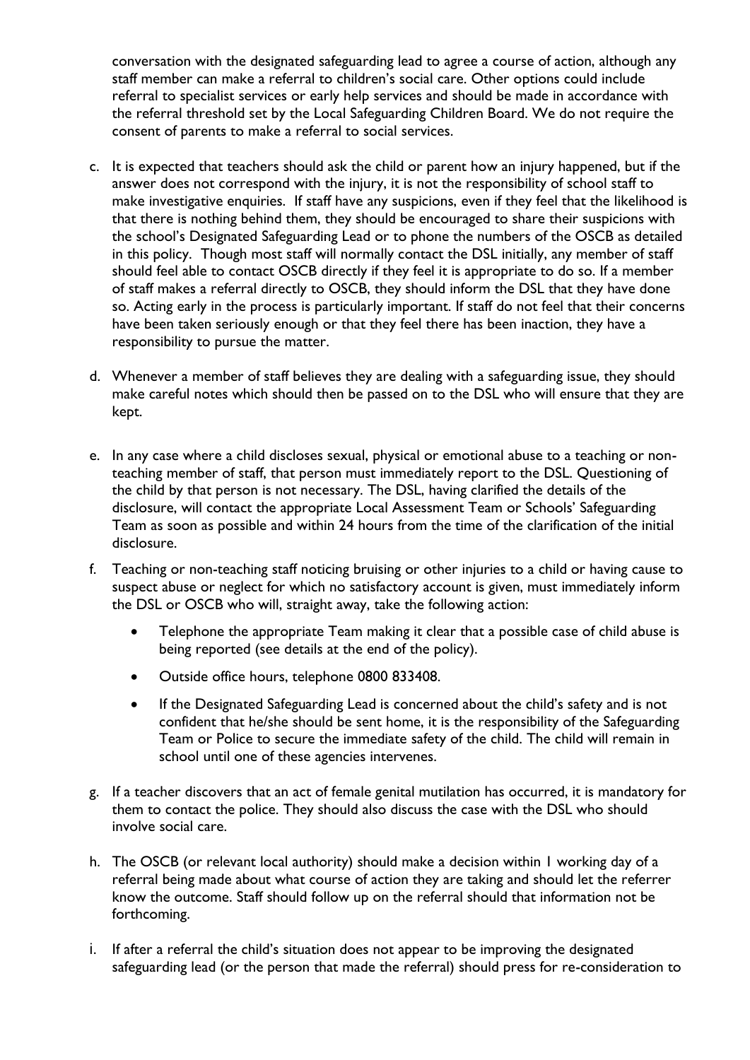conversation with the designated safeguarding lead to agree a course of action, although any staff member can make a referral to children's social care. Other options could include referral to specialist services or early help services and should be made in accordance with the referral threshold set by the Local Safeguarding Children Board. We do not require the consent of parents to make a referral to social services.

c. It is expected that teachers should ask the child or parent how an injury happened, but if the answer does not correspond with the injury, it is not the responsibility of school staff to make investigative enquiries. If staff have any suspicions, even if they feel that the likelihood is that there is nothing behind them, they should be encouraged to share their suspicions with the school's Designated Safeguarding Lead or to phone the numbers of the OSCB as detailed in this policy. Though most staff will normally contact the DSL initially, any member of staff should feel able to contact OSCB directly if they feel it is appropriate to do so. If a member of staff makes a referral directly to OSCB, they should inform the DSL that they have done so. Acting early in the process is particularly important. If staff do not feel that their concerns have been taken seriously enough or that they feel there has been inaction, they have a responsibility to pursue the matter.

d. Whenever a member of staff believes they are dealing with a safeguarding issue, they should make careful notes which should then be passed on to the DSL who will ensure that they are kept.

e. In any case where a child discloses sexual, physical or emotional abuse to a teaching or non-teaching member of staff, that person must immediately report to the DSL. Questioning of the child by that person is not necessary. The DSL, having clarified the details of the disclosure, will contact the appropriate Local Assessment Team or Schools' Safeguarding Team as soon as possible and within 24 hours from the time of the clarification of the initial disclosure.

f. Teaching or non-teaching staff noticing bruising or other injuries to a child or having cause to suspect abuse or neglect for which no satisfactory account is given, must immediately inform the DSL or OSCB who will, straight away, take the following action:

    - Telephone the appropriate Team making it clear that a possible case of child abuse is being reported (see details at the end of the policy).
    - Outside office hours, telephone 0800 833408.
    - If the Designated Safeguarding Lead is concerned about the child's safety and is not confident that he/she should be sent home, it is the responsibility of the Safeguarding Team or Police to secure the immediate safety of the child. The child will remain in school until one of these agencies intervenes.

g. If a teacher discovers that an act of female genital mutilation has occurred, it is mandatory for them to contact the police. They should also discuss the case with the DSL who should involve social care.

h. The OSCB (or relevant local authority) should make a decision within 1 working day of a referral being made about what course of action they are taking and should let the referrer know the outcome. Staff should follow up on the referral should that information not be forthcoming.

i. If after a referral the child's situation does not appear to be improving the designated safeguarding lead (or the person that made the referral) should press for re-consideration to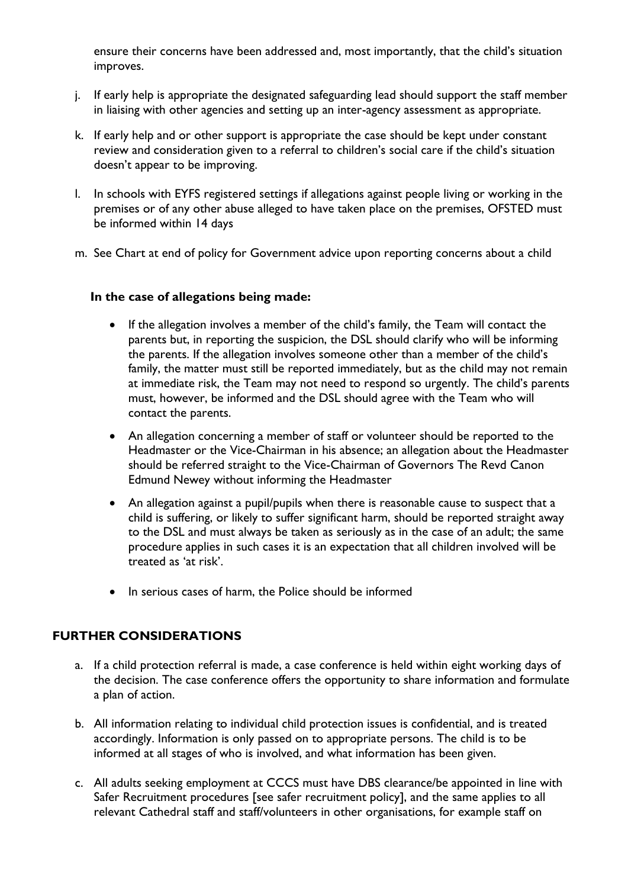ensure their concerns have been addressed and, most importantly, that the child's situation improves.

j. If early help is appropriate the designated safeguarding lead should support the staff member in liaising with other agencies and setting up an inter-agency assessment as appropriate.

k. If early help and or other support is appropriate the case should be kept under constant review and consideration given to a referral to children's social care if the child's situation doesn't appear to be improving.

l. In schools with EYFS registered settings if allegations against people living or working in the premises or of any other abuse alleged to have taken place on the premises, OFSTED must be informed within 14 days

m. See Chart at end of policy for Government advice upon reporting concerns about a child

**In the case of allegations being made:**

- If the allegation involves a member of the child's family, the Team will contact the parents but, in reporting the suspicion, the DSL should clarify who will be informing the parents. If the allegation involves someone other than a member of the child's family, the matter must still be reported immediately, but as the child may not remain at immediate risk, the Team may not need to respond so urgently. The child's parents must, however, be informed and the DSL should agree with the Team who will contact the parents.
- An allegation concerning a member of staff or volunteer should be reported to the Headmaster or the Vice-Chairman in his absence; an allegation about the Headmaster should be referred straight to the Vice-Chairman of Governors The Revd Canon Edmund Newey without informing the Headmaster
- An allegation against a pupil/pupils when there is reasonable cause to suspect that a child is suffering, or likely to suffer significant harm, should be reported straight away to the DSL and must always be taken as seriously as in the case of an adult; the same procedure applies in such cases it is an expectation that all children involved will be treated as 'at risk'.
- In serious cases of harm, the Police should be informed

## FURTHER CONSIDERATIONS

a. If a child protection referral is made, a case conference is held within eight working days of the decision. The case conference offers the opportunity to share information and formulate a plan of action.

b. All information relating to individual child protection issues is confidential, and is treated accordingly. Information is only passed on to appropriate persons. The child is to be informed at all stages of who is involved, and what information has been given.

c. All adults seeking employment at CCCS must have DBS clearance/be appointed in line with Safer Recruitment procedures [see safer recruitment policy], and the same applies to all relevant Cathedral staff and staff/volunteers in other organisations, for example staff on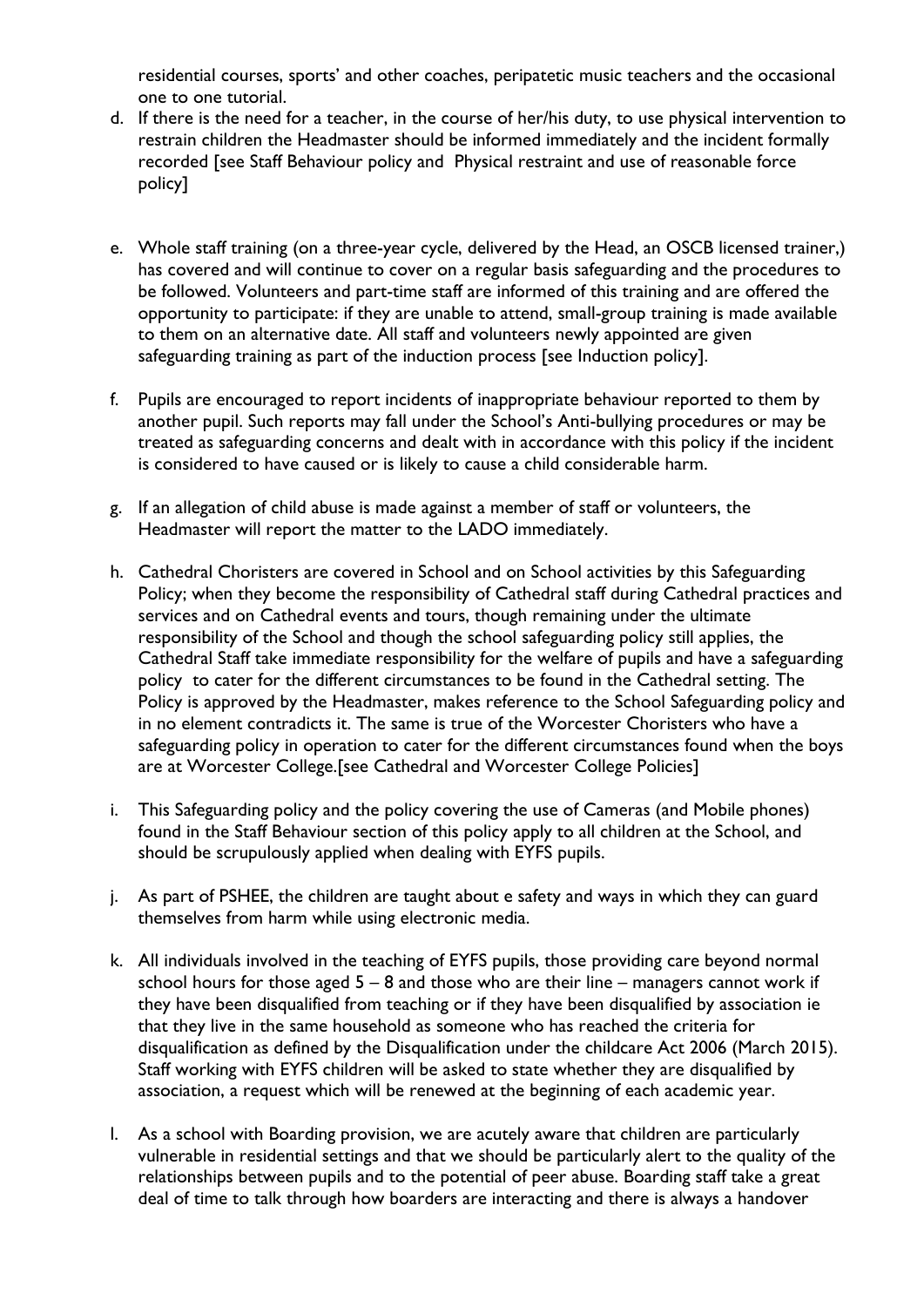residential courses, sports' and other coaches, peripatetic music teachers and the occasional one to one tutorial.

d. If there is the need for a teacher, in the course of her/his duty, to use physical intervention to restrain children the Headmaster should be informed immediately and the incident formally recorded [see Staff Behaviour policy and Physical restraint and use of reasonable force policy]

e. Whole staff training (on a three-year cycle, delivered by the Head, an OSCB licensed trainer,) has covered and will continue to cover on a regular basis safeguarding and the procedures to be followed. Volunteers and part-time staff are informed of this training and are offered the opportunity to participate: if they are unable to attend, small-group training is made available to them on an alternative date. All staff and volunteers newly appointed are given safeguarding training as part of the induction process [see Induction policy].

f. Pupils are encouraged to report incidents of inappropriate behaviour reported to them by another pupil. Such reports may fall under the School's Anti-bullying procedures or may be treated as safeguarding concerns and dealt with in accordance with this policy if the incident is considered to have caused or is likely to cause a child considerable harm.

g. If an allegation of child abuse is made against a member of staff or volunteers, the Headmaster will report the matter to the LADO immediately.

h. Cathedral Choristers are covered in School and on School activities by this Safeguarding Policy; when they become the responsibility of Cathedral staff during Cathedral practices and services and on Cathedral events and tours, though remaining under the ultimate responsibility of the School and though the school safeguarding policy still applies, the Cathedral Staff take immediate responsibility for the welfare of pupils and have a safeguarding policy to cater for the different circumstances to be found in the Cathedral setting. The Policy is approved by the Headmaster, makes reference to the School Safeguarding policy and in no element contradicts it. The same is true of the Worcester Choristers who have a safeguarding policy in operation to cater for the different circumstances found when the boys are at Worcester College.[see Cathedral and Worcester College Policies]

i. This Safeguarding policy and the policy covering the use of Cameras (and Mobile phones) found in the Staff Behaviour section of this policy apply to all children at the School, and should be scrupulously applied when dealing with EYFS pupils.

j. As part of PSHEE, the children are taught about e safety and ways in which they can guard themselves from harm while using electronic media.

k. All individuals involved in the teaching of EYFS pupils, those providing care beyond normal school hours for those aged 5 – 8 and those who are their line – managers cannot work if they have been disqualified from teaching or if they have been disqualified by association ie that they live in the same household as someone who has reached the criteria for disqualification as defined by the Disqualification under the childcare Act 2006 (March 2015). Staff working with EYFS children will be asked to state whether they are disqualified by association, a request which will be renewed at the beginning of each academic year.

l. As a school with Boarding provision, we are acutely aware that children are particularly vulnerable in residential settings and that we should be particularly alert to the quality of the relationships between pupils and to the potential of peer abuse. Boarding staff take a great deal of time to talk through how boarders are interacting and there is always a handover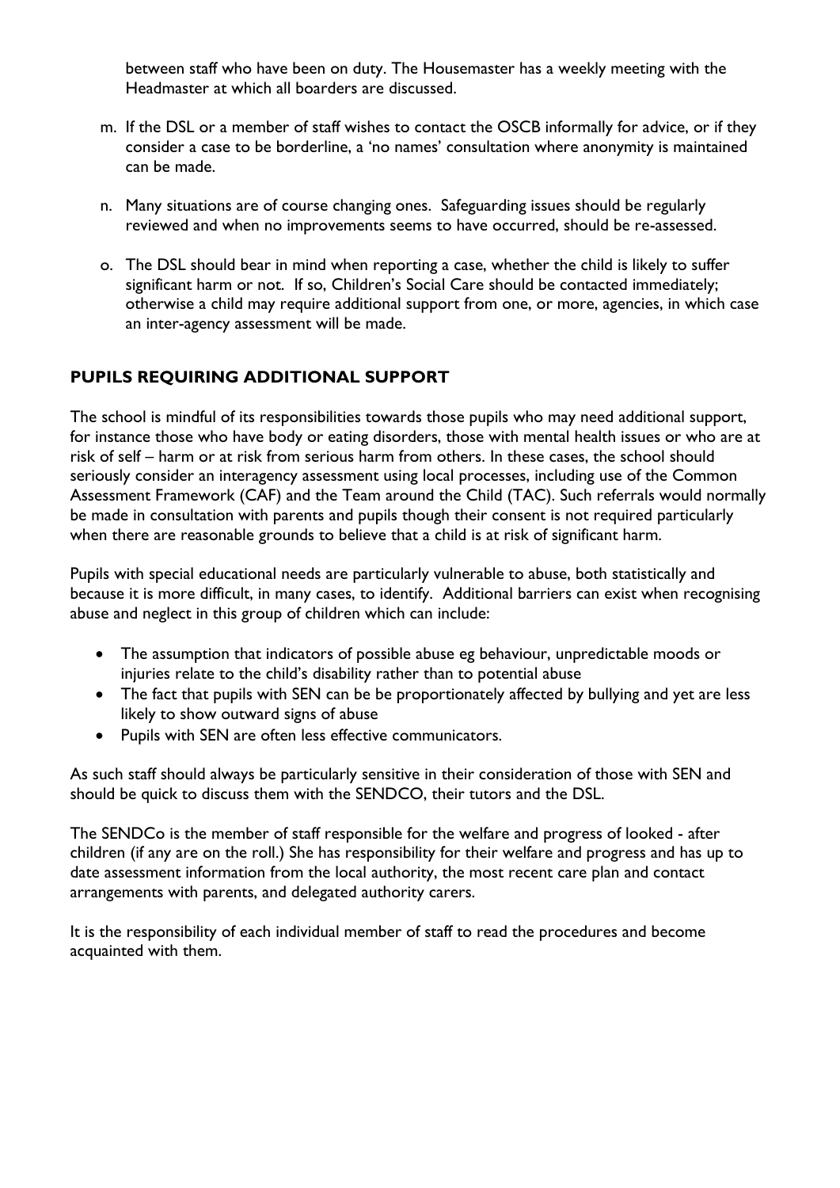between staff who have been on duty. The Housemaster has a weekly meeting with the Headmaster at which all boarders are discussed.

m. If the DSL or a member of staff wishes to contact the OSCB informally for advice, or if they consider a case to be borderline, a 'no names' consultation where anonymity is maintained can be made.

n. Many situations are of course changing ones. Safeguarding issues should be regularly reviewed and when no improvements seems to have occurred, should be re-assessed.

o. The DSL should bear in mind when reporting a case, whether the child is likely to suffer significant harm or not. If so, Children's Social Care should be contacted immediately; otherwise a child may require additional support from one, or more, agencies, in which case an inter-agency assessment will be made.

## PUPILS REQUIRING ADDITIONAL SUPPORT

The school is mindful of its responsibilities towards those pupils who may need additional support, for instance those who have body or eating disorders, those with mental health issues or who are at risk of self – harm or at risk from serious harm from others. In these cases, the school should seriously consider an interagency assessment using local processes, including use of the Common Assessment Framework (CAF) and the Team around the Child (TAC). Such referrals would normally be made in consultation with parents and pupils though their consent is not required particularly when there are reasonable grounds to believe that a child is at risk of significant harm.

Pupils with special educational needs are particularly vulnerable to abuse, both statistically and because it is more difficult, in many cases, to identify. Additional barriers can exist when recognising abuse and neglect in this group of children which can include:

- The assumption that indicators of possible abuse eg behaviour, unpredictable moods or injuries relate to the child's disability rather than to potential abuse
- The fact that pupils with SEN can be be proportionately affected by bullying and yet are less likely to show outward signs of abuse
- Pupils with SEN are often less effective communicators.

As such staff should always be particularly sensitive in their consideration of those with SEN and should be quick to discuss them with the SENDCO, their tutors and the DSL.

The SENDCo is the member of staff responsible for the welfare and progress of looked - after children (if any are on the roll.) She has responsibility for their welfare and progress and has up to date assessment information from the local authority, the most recent care plan and contact arrangements with parents, and delegated authority carers.

It is the responsibility of each individual member of staff to read the procedures and become acquainted with them.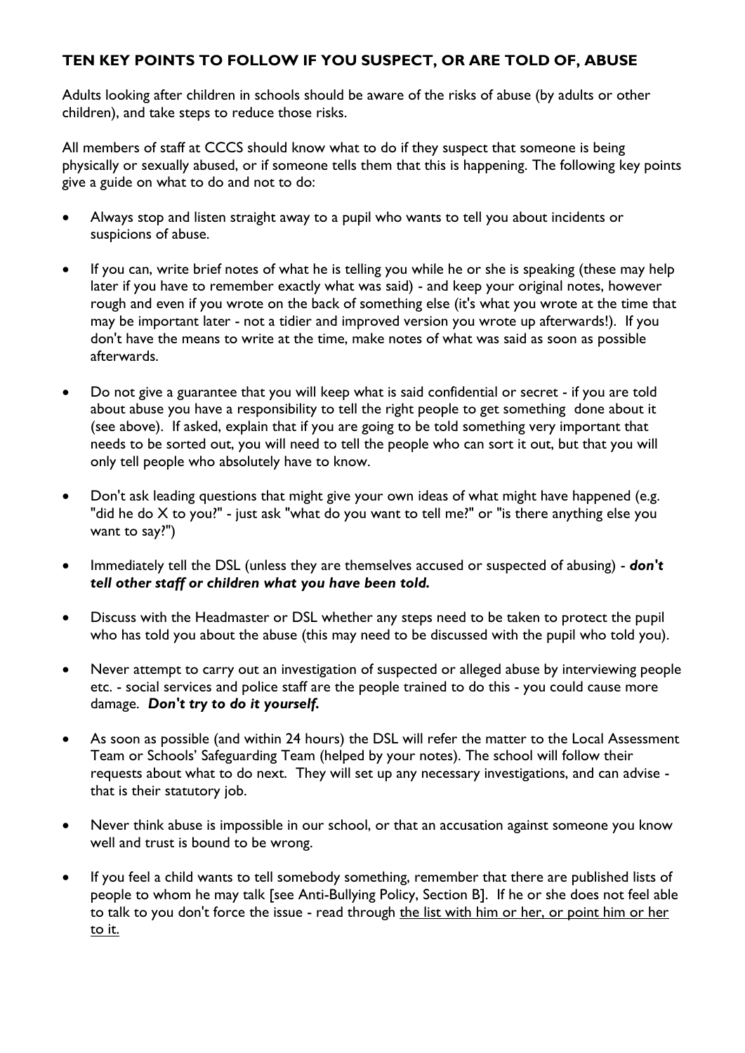## TEN KEY POINTS TO FOLLOW IF YOU SUSPECT, OR ARE TOLD OF, ABUSE

Adults looking after children in schools should be aware of the risks of abuse (by adults or other children), and take steps to reduce those risks.

All members of staff at CCCS should know what to do if they suspect that someone is being physically or sexually abused, or if someone tells them that this is happening. The following key points give a guide on what to do and not to do:

- Always stop and listen straight away to a pupil who wants to tell you about incidents or suspicions of abuse.
- If you can, write brief notes of what he is telling you while he or she is speaking (these may help later if you have to remember exactly what was said) - and keep your original notes, however rough and even if you wrote on the back of something else (it's what you wrote at the time that may be important later - not a tidier and improved version you wrote up afterwards!). If you don't have the means to write at the time, make notes of what was said as soon as possible afterwards.
- Do not give a guarantee that you will keep what is said confidential or secret - if you are told about abuse you have a responsibility to tell the right people to get something done about it (see above). If asked, explain that if you are going to be told something very important that needs to be sorted out, you will need to tell the people who can sort it out, but that you will only tell people who absolutely have to know.
- Don't ask leading questions that might give your own ideas of what might have happened (e.g. "did he do X to you?" - just ask "what do you want to tell me?" or "is there anything else you want to say?")
- Immediately tell the DSL (unless they are themselves accused or suspected of abusing) - ***don't tell other staff or children what you have been told.***
- Discuss with the Headmaster or DSL whether any steps need to be taken to protect the pupil who has told you about the abuse (this may need to be discussed with the pupil who told you).
- Never attempt to carry out an investigation of suspected or alleged abuse by interviewing people etc. - social services and police staff are the people trained to do this - you could cause more damage. ***Don't try to do it yourself.***
- As soon as possible (and within 24 hours) the DSL will refer the matter to the Local Assessment Team or Schools' Safeguarding Team (helped by your notes). The school will follow their requests about what to do next. They will set up any necessary investigations, and can advise - that is their statutory job.
- Never think abuse is impossible in our school, or that an accusation against someone you know well and trust is bound to be wrong.
- If you feel a child wants to tell somebody something, remember that there are published lists of people to whom he may talk [see Anti-Bullying Policy, Section B]. If he or she does not feel able to talk to you don't force the issue - read through <u>the list with him or her, or point him or her to it.</u>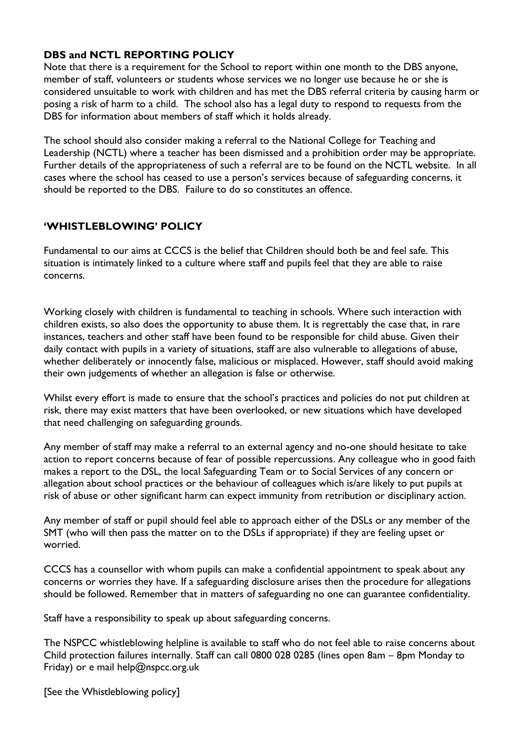## DBS and NCTL REPORTING POLICY

Note that there is a requirement for the School to report within one month to the DBS anyone, member of staff, volunteers or students whose services we no longer use because he or she is considered unsuitable to work with children and has met the DBS referral criteria by causing harm or posing a risk of harm to a child. The school also has a legal duty to respond to requests from the DBS for information about members of staff which it holds already.

The school should also consider making a referral to the National College for Teaching and Leadership (NCTL) where a teacher has been dismissed and a prohibition order may be appropriate. Further details of the appropriateness of such a referral are to be found on the NCTL website. In all cases where the school has ceased to use a person's services because of safeguarding concerns, it should be reported to the DBS. Failure to do so constitutes an offence.

## 'WHISTLEBLOWING' POLICY

Fundamental to our aims at CCCS is the belief that Children should both be and feel safe. This situation is intimately linked to a culture where staff and pupils feel that they are able to raise concerns.

Working closely with children is fundamental to teaching in schools. Where such interaction with children exists, so also does the opportunity to abuse them. It is regrettably the case that, in rare instances, teachers and other staff have been found to be responsible for child abuse. Given their daily contact with pupils in a variety of situations, staff are also vulnerable to allegations of abuse, whether deliberately or innocently false, malicious or misplaced. However, staff should avoid making their own judgements of whether an allegation is false or otherwise.

Whilst every effort is made to ensure that the school's practices and policies do not put children at risk, there may exist matters that have been overlooked, or new situations which have developed that need challenging on safeguarding grounds.

Any member of staff may make a referral to an external agency and no-one should hesitate to take action to report concerns because of fear of possible repercussions. Any colleague who in good faith makes a report to the DSL, the local Safeguarding Team or to Social Services of any concern or allegation about school practices or the behaviour of colleagues which is/are likely to put pupils at risk of abuse or other significant harm can expect immunity from retribution or disciplinary action.

Any member of staff or pupil should feel able to approach either of the DSLs or any member of the SMT (who will then pass the matter on to the DSLs if appropriate) if they are feeling upset or worried.

CCCS has a counsellor with whom pupils can make a confidential appointment to speak about any concerns or worries they have. If a safeguarding disclosure arises then the procedure for allegations should be followed. Remember that in matters of safeguarding no one can guarantee confidentiality.

Staff have a responsibility to speak up about safeguarding concerns.

The NSPCC whistleblowing helpline is available to staff who do not feel able to raise concerns about Child protection failures internally. Staff can call 0800 028 0285 (lines open 8am – 8pm Monday to Friday) or e mail help@nspcc.org.uk

[See the Whistleblowing policy]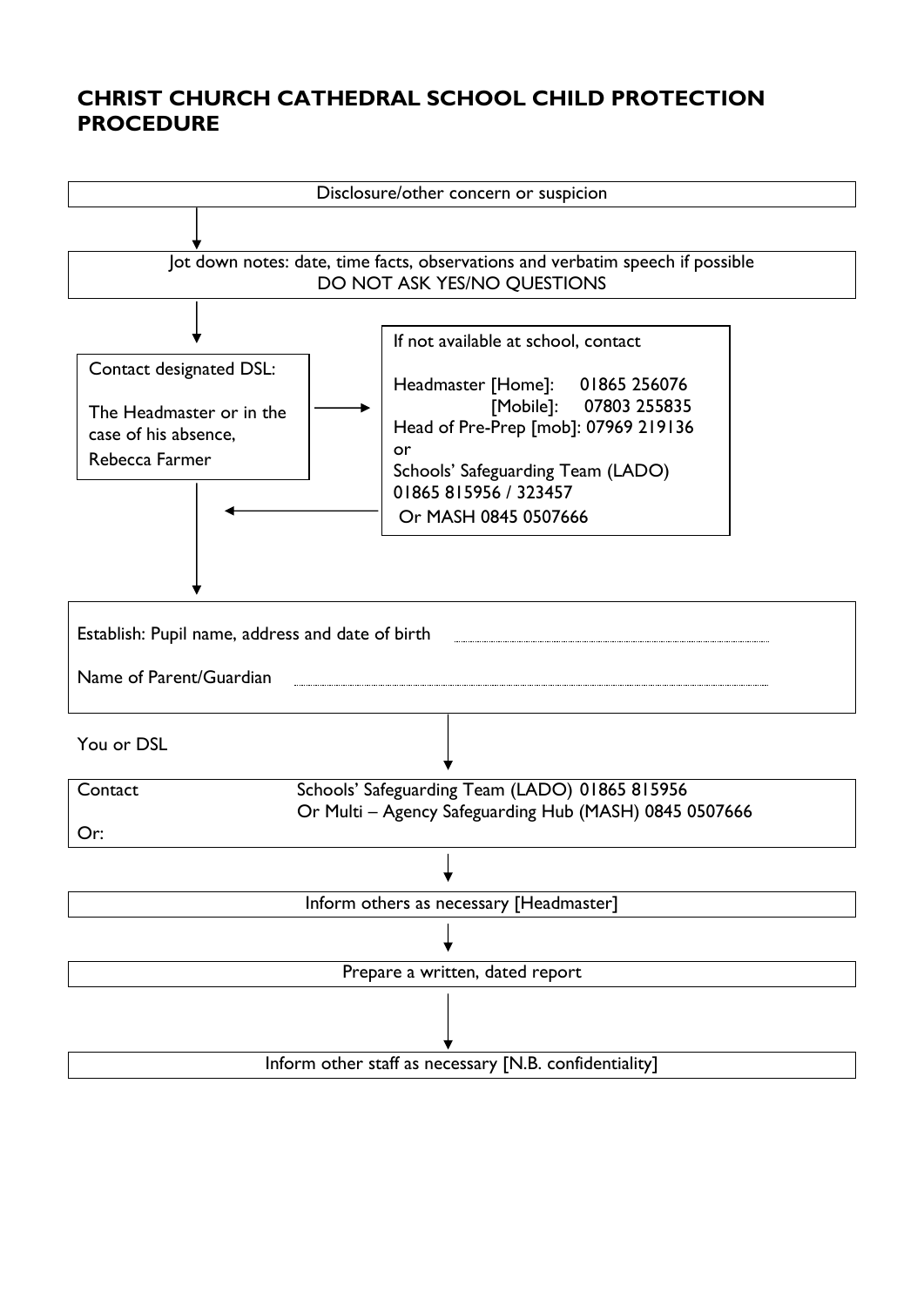## CHRIST CHURCH CATHEDRAL SCHOOL CHILD PROTECTION PROCEDURE

Disclosure/other concern or suspicion

↓

Jot down notes: date, time facts, observations and verbatim speech if possible
DO NOT ASK YES/NO QUESTIONS

↓

Contact designated DSL:

The Headmaster or in the case of his absence, Rebecca Farmer

→

If not available at school, contact

Headmaster [Home]: 01865 256076
[Mobile]: 07803 255835
Head of Pre-Prep [mob]: 07969 219136
or
Schools' Safeguarding Team (LADO)
01865 815956 / 323457
Or MASH 0845 0507666

↓

Establish: Pupil name, address and date of birth ..........

Name of Parent/Guardian ..........

You or DSL

↓

Contact Schools' Safeguarding Team (LADO) 01865 815956
Or: Or Multi – Agency Safeguarding Hub (MASH) 0845 0507666

↓

Inform others as necessary [Headmaster]

↓

Prepare a written, dated report

↓

Inform other staff as necessary [N.B. confidentiality]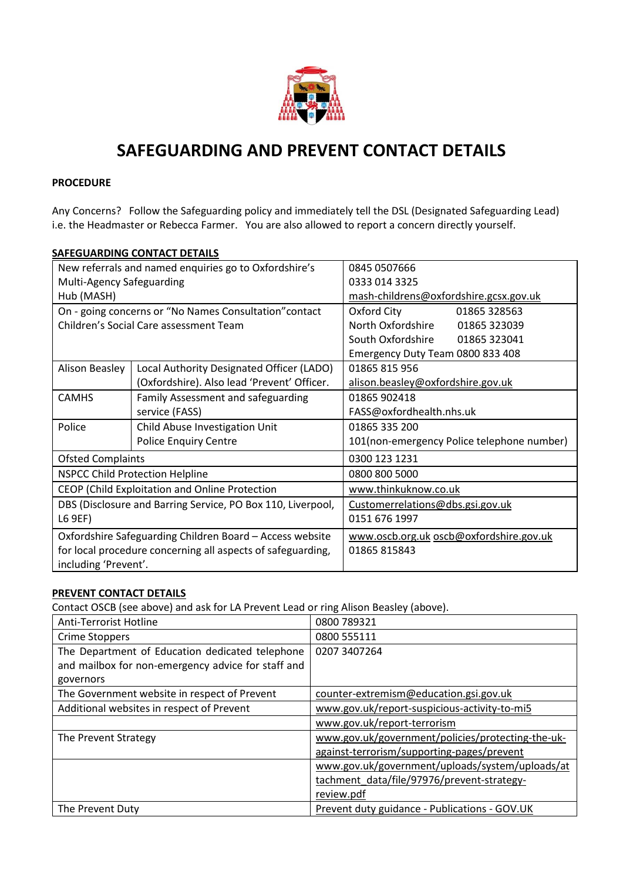# SAFEGUARDING AND PREVENT CONTACT DETAILS

**PROCEDURE**

Any Concerns? Follow the Safeguarding policy and immediately tell the DSL (Designated Safeguarding Lead) i.e. the Headmaster or Rebecca Farmer. You are also allowed to report a concern directly yourself.

**SAFEGUARDING CONTACT DETAILS**

| | | |
|---|---|---|
| New referrals and named enquiries go to Oxfordshire's Multi-Agency Safeguarding Hub (MASH) | | 0845 0507666<br>0333 014 3325<br>mash-childrens@oxfordshire.gcsx.gov.uk |
| On - going concerns or "No Names Consultation" contact Children's Social Care assessment Team | | Oxford City 01865 328563<br>North Oxfordshire 01865 323039<br>South Oxfordshire 01865 323041<br>Emergency Duty Team 0800 833 408 |
| Alison Beasley | Local Authority Designated Officer (LADO) (Oxfordshire). Also lead 'Prevent' Officer. | 01865 815 956<br>alison.beasley@oxfordshire.gov.uk |
| CAMHS | Family Assessment and safeguarding service (FASS) | 01865 902418<br>FASS@oxfordhealth.nhs.uk |
| Police | Child Abuse Investigation Unit<br>Police Enquiry Centre | 01865 335 200<br>101(non-emergency Police telephone number) |
| Ofsted Complaints | | 0300 123 1231 |
| NSPCC Child Protection Helpline | | 0800 800 5000 |
| CEOP (Child Exploitation and Online Protection | | www.thinkuknow.co.uk |
| DBS (Disclosure and Barring Service, PO Box 110, Liverpool, L6 9EF) | | Customerrelations@dbs.gsi.gov.uk<br>0151 676 1997 |
| Oxfordshire Safeguarding Children Board – Access website for local procedure concerning all aspects of safeguarding, including 'Prevent'. | | www.oscb.org.uk oscb@oxfordshire.gov.uk<br>01865 815843 |

**PREVENT CONTACT DETAILS**

Contact OSCB (see above) and ask for LA Prevent Lead or ring Alison Beasley (above).

| | |
|---|---|
| Anti-Terrorist Hotline | 0800 789321 |
| Crime Stoppers | 0800 555111 |
| The Department of Education dedicated telephone and mailbox for non-emergency advice for staff and governors | 0207 3407264 |
| The Government website in respect of Prevent | counter-extremism@education.gsi.gov.uk |
| Additional websites in respect of Prevent | www.gov.uk/report-suspicious-activity-to-mi5 |
| | www.gov.uk/report-terrorism |
| The Prevent Strategy | www.gov.uk/government/policies/protecting-the-uk-against-terrorism/supporting-pages/prevent |
| | www.gov.uk/government/uploads/system/uploads/attachment_data/file/97976/prevent-strategy-review.pdf |
| The Prevent Duty | Prevent duty guidance - Publications - GOV.UK |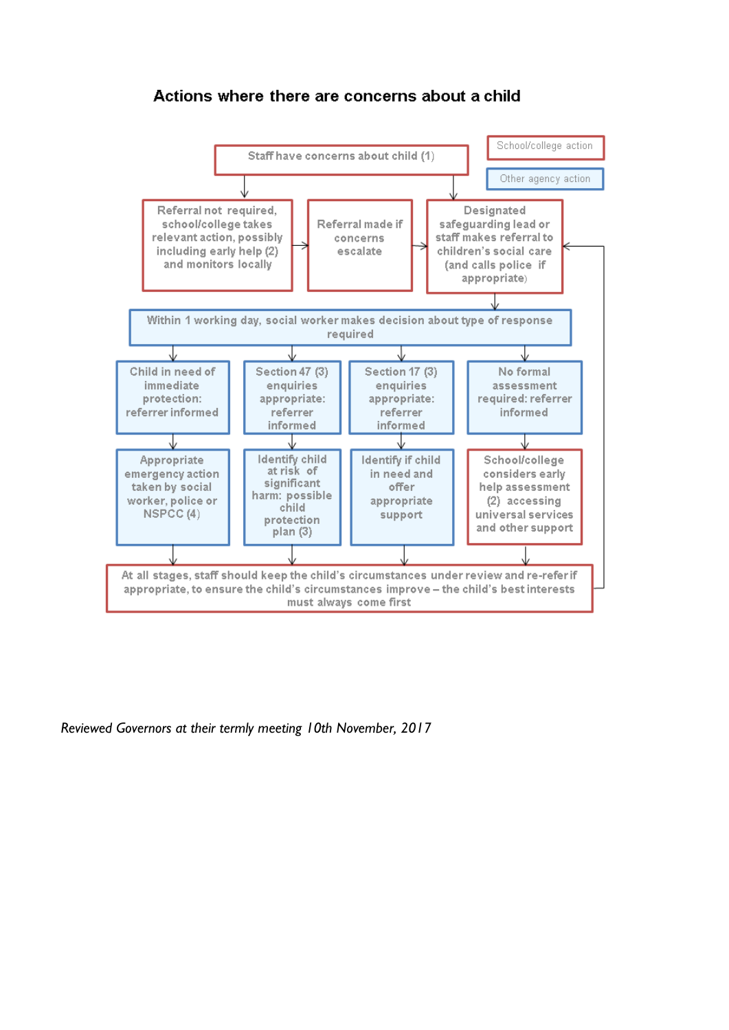## Actions where there are concerns about a child

School/college action

Other agency action

Staff have concerns about child (1)

Referral not required, school/college takes relevant action, possibly including early help (2) and monitors locally

Referral made if concerns escalate

Designated safeguarding lead or staff makes referral to children's social care (and calls police if appropriate)

Within 1 working day, social worker makes decision about type of response required

Child in need of immediate protection: referrer informed

Section 47 (3) enquiries appropriate: referrer informed

Section 17 (3) enquiries appropriate: referrer informed

No formal assessment required: referrer informed

Appropriate emergency action taken by social worker, police or NSPCC (4)

Identify child at risk of significant harm: possible child protection plan (3)

Identify if child in need and offer appropriate support

School/college considers early help assessment (2) accessing universal services and other support

At all stages, staff should keep the child's circumstances under review and re-refer if appropriate, to ensure the child's circumstances improve – the child's best interests must always come first

*Reviewed Governors at their termly meeting 10th November, 2017*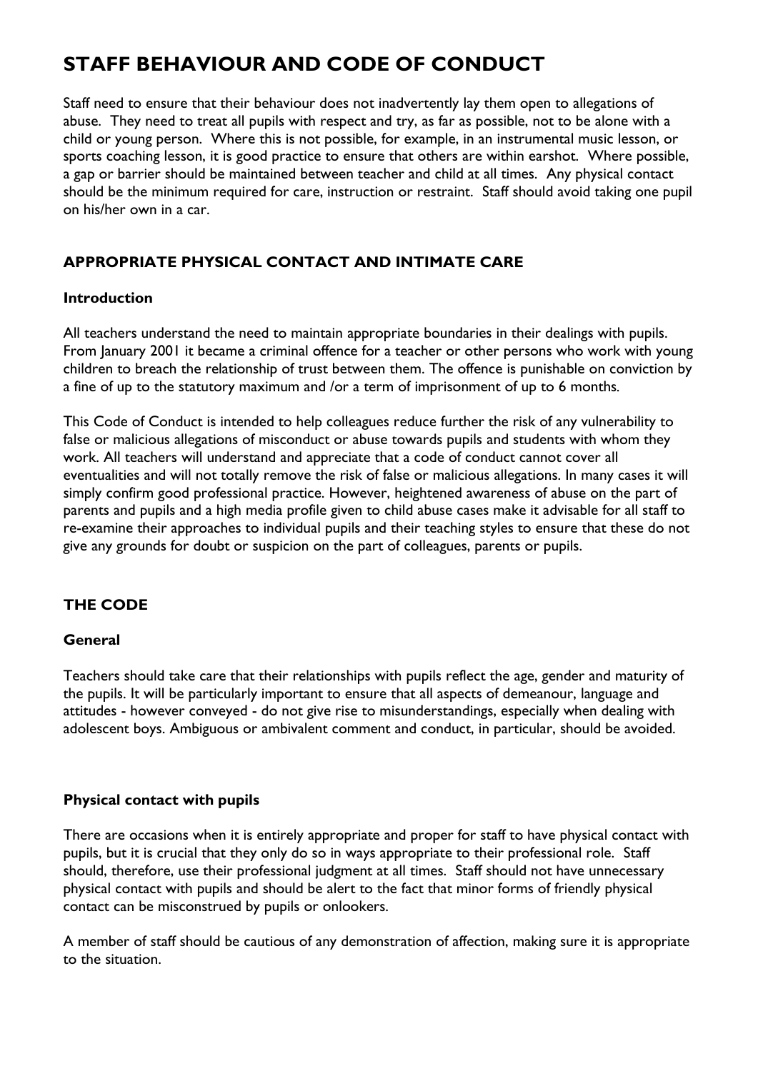# STAFF BEHAVIOUR AND CODE OF CONDUCT

Staff need to ensure that their behaviour does not inadvertently lay them open to allegations of abuse. They need to treat all pupils with respect and try, as far as possible, not to be alone with a child or young person. Where this is not possible, for example, in an instrumental music lesson, or sports coaching lesson, it is good practice to ensure that others are within earshot. Where possible, a gap or barrier should be maintained between teacher and child at all times. Any physical contact should be the minimum required for care, instruction or restraint. Staff should avoid taking one pupil on his/her own in a car.

## APPROPRIATE PHYSICAL CONTACT AND INTIMATE CARE

### Introduction

All teachers understand the need to maintain appropriate boundaries in their dealings with pupils. From January 2001 it became a criminal offence for a teacher or other persons who work with young children to breach the relationship of trust between them. The offence is punishable on conviction by a fine of up to the statutory maximum and /or a term of imprisonment of up to 6 months.

This Code of Conduct is intended to help colleagues reduce further the risk of any vulnerability to false or malicious allegations of misconduct or abuse towards pupils and students with whom they work. All teachers will understand and appreciate that a code of conduct cannot cover all eventualities and will not totally remove the risk of false or malicious allegations. In many cases it will simply confirm good professional practice. However, heightened awareness of abuse on the part of parents and pupils and a high media profile given to child abuse cases make it advisable for all staff to re-examine their approaches to individual pupils and their teaching styles to ensure that these do not give any grounds for doubt or suspicion on the part of colleagues, parents or pupils.

## THE CODE

### General

Teachers should take care that their relationships with pupils reflect the age, gender and maturity of the pupils. It will be particularly important to ensure that all aspects of demeanour, language and attitudes - however conveyed - do not give rise to misunderstandings, especially when dealing with adolescent boys. Ambiguous or ambivalent comment and conduct, in particular, should be avoided.

### Physical contact with pupils

There are occasions when it is entirely appropriate and proper for staff to have physical contact with pupils, but it is crucial that they only do so in ways appropriate to their professional role. Staff should, therefore, use their professional judgment at all times. Staff should not have unnecessary physical contact with pupils and should be alert to the fact that minor forms of friendly physical contact can be misconstrued by pupils or onlookers.

A member of staff should be cautious of any demonstration of affection, making sure it is appropriate to the situation.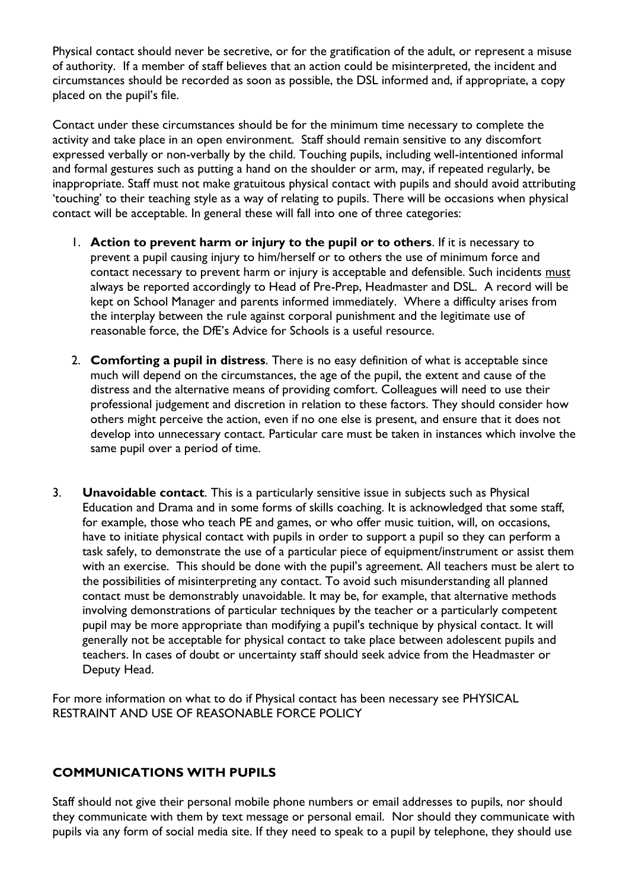Physical contact should never be secretive, or for the gratification of the adult, or represent a misuse of authority. If a member of staff believes that an action could be misinterpreted, the incident and circumstances should be recorded as soon as possible, the DSL informed and, if appropriate, a copy placed on the pupil's file.

Contact under these circumstances should be for the minimum time necessary to complete the activity and take place in an open environment. Staff should remain sensitive to any discomfort expressed verbally or non-verbally by the child. Touching pupils, including well-intentioned informal and formal gestures such as putting a hand on the shoulder or arm, may, if repeated regularly, be inappropriate. Staff must not make gratuitous physical contact with pupils and should avoid attributing 'touching' to their teaching style as a way of relating to pupils. There will be occasions when physical contact will be acceptable. In general these will fall into one of three categories:

1. **Action to prevent harm or injury to the pupil or to others**. If it is necessary to prevent a pupil causing injury to him/herself or to others the use of minimum force and contact necessary to prevent harm or injury is acceptable and defensible. Such incidents <u>must</u> always be reported accordingly to Head of Pre-Prep, Headmaster and DSL. A record will be kept on School Manager and parents informed immediately. Where a difficulty arises from the interplay between the rule against corporal punishment and the legitimate use of reasonable force, the DfE's Advice for Schools is a useful resource.

2. **Comforting a pupil in distress**. There is no easy definition of what is acceptable since much will depend on the circumstances, the age of the pupil, the extent and cause of the distress and the alternative means of providing comfort. Colleagues will need to use their professional judgement and discretion in relation to these factors. They should consider how others might perceive the action, even if no one else is present, and ensure that it does not develop into unnecessary contact. Particular care must be taken in instances which involve the same pupil over a period of time.

3. **Unavoidable contact**. This is a particularly sensitive issue in subjects such as Physical Education and Drama and in some forms of skills coaching. It is acknowledged that some staff, for example, those who teach PE and games, or who offer music tuition, will, on occasions, have to initiate physical contact with pupils in order to support a pupil so they can perform a task safely, to demonstrate the use of a particular piece of equipment/instrument or assist them with an exercise. This should be done with the pupil's agreement. All teachers must be alert to the possibilities of misinterpreting any contact. To avoid such misunderstanding all planned contact must be demonstrably unavoidable. It may be, for example, that alternative methods involving demonstrations of particular techniques by the teacher or a particularly competent pupil may be more appropriate than modifying a pupil's technique by physical contact. It will generally not be acceptable for physical contact to take place between adolescent pupils and teachers. In cases of doubt or uncertainty staff should seek advice from the Headmaster or Deputy Head.

For more information on what to do if Physical contact has been necessary see PHYSICAL RESTRAINT AND USE OF REASONABLE FORCE POLICY

## COMMUNICATIONS WITH PUPILS

Staff should not give their personal mobile phone numbers or email addresses to pupils, nor should they communicate with them by text message or personal email. Nor should they communicate with pupils via any form of social media site. If they need to speak to a pupil by telephone, they should use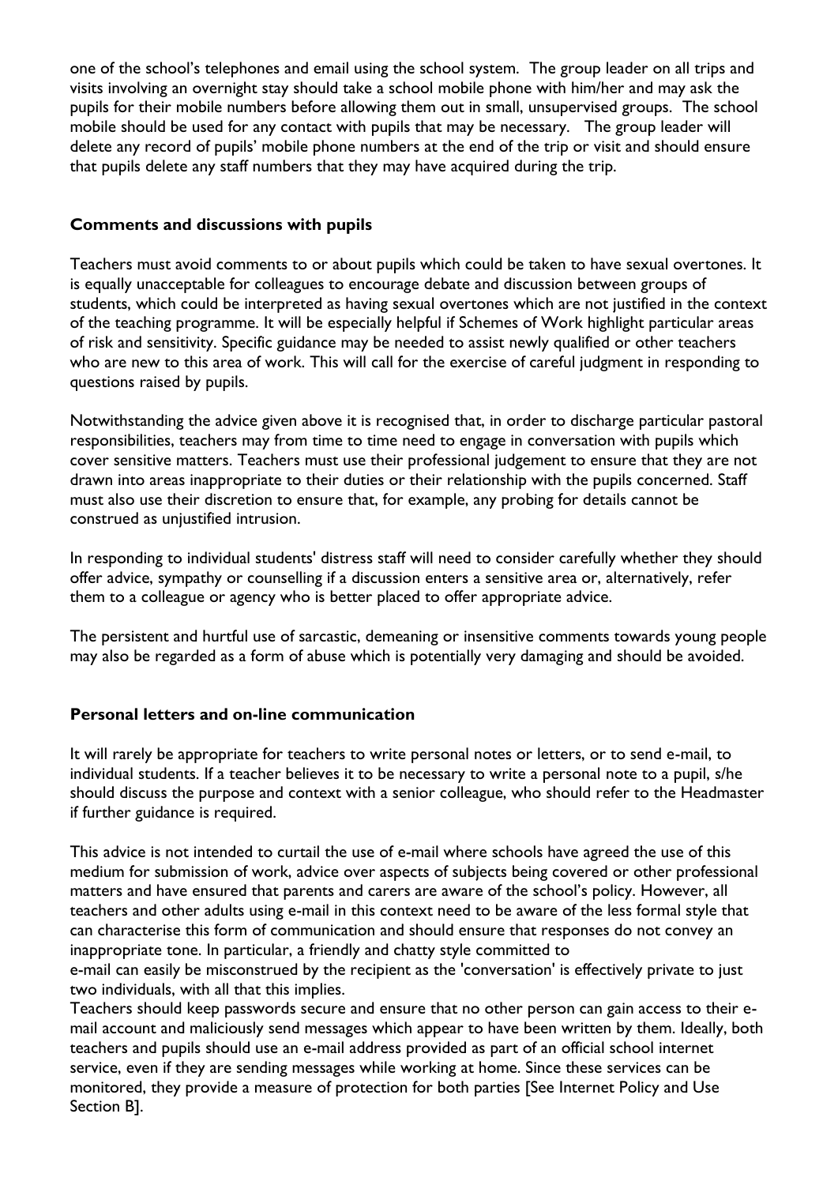one of the school's telephones and email using the school system. The group leader on all trips and visits involving an overnight stay should take a school mobile phone with him/her and may ask the pupils for their mobile numbers before allowing them out in small, unsupervised groups. The school mobile should be used for any contact with pupils that may be necessary. The group leader will delete any record of pupils' mobile phone numbers at the end of the trip or visit and should ensure that pupils delete any staff numbers that they may have acquired during the trip.

**Comments and discussions with pupils**

Teachers must avoid comments to or about pupils which could be taken to have sexual overtones. It is equally unacceptable for colleagues to encourage debate and discussion between groups of students, which could be interpreted as having sexual overtones which are not justified in the context of the teaching programme. It will be especially helpful if Schemes of Work highlight particular areas of risk and sensitivity. Specific guidance may be needed to assist newly qualified or other teachers who are new to this area of work. This will call for the exercise of careful judgment in responding to questions raised by pupils.

Notwithstanding the advice given above it is recognised that, in order to discharge particular pastoral responsibilities, teachers may from time to time need to engage in conversation with pupils which cover sensitive matters. Teachers must use their professional judgement to ensure that they are not drawn into areas inappropriate to their duties or their relationship with the pupils concerned. Staff must also use their discretion to ensure that, for example, any probing for details cannot be construed as unjustified intrusion.

In responding to individual students' distress staff will need to consider carefully whether they should offer advice, sympathy or counselling if a discussion enters a sensitive area or, alternatively, refer them to a colleague or agency who is better placed to offer appropriate advice.

The persistent and hurtful use of sarcastic, demeaning or insensitive comments towards young people may also be regarded as a form of abuse which is potentially very damaging and should be avoided.

**Personal letters and on-line communication**

It will rarely be appropriate for teachers to write personal notes or letters, or to send e-mail, to individual students. If a teacher believes it to be necessary to write a personal note to a pupil, s/he should discuss the purpose and context with a senior colleague, who should refer to the Headmaster if further guidance is required.

This advice is not intended to curtail the use of e-mail where schools have agreed the use of this medium for submission of work, advice over aspects of subjects being covered or other professional matters and have ensured that parents and carers are aware of the school's policy. However, all teachers and other adults using e-mail in this context need to be aware of the less formal style that can characterise this form of communication and should ensure that responses do not convey an inappropriate tone. In particular, a friendly and chatty style committed to
e-mail can easily be misconstrued by the recipient as the 'conversation' is effectively private to just two individuals, with all that this implies.

Teachers should keep passwords secure and ensure that no other person can gain access to their e-mail account and maliciously send messages which appear to have been written by them. Ideally, both teachers and pupils should use an e-mail address provided as part of an official school internet service, even if they are sending messages while working at home. Since these services can be monitored, they provide a measure of protection for both parties [See Internet Policy and Use Section B].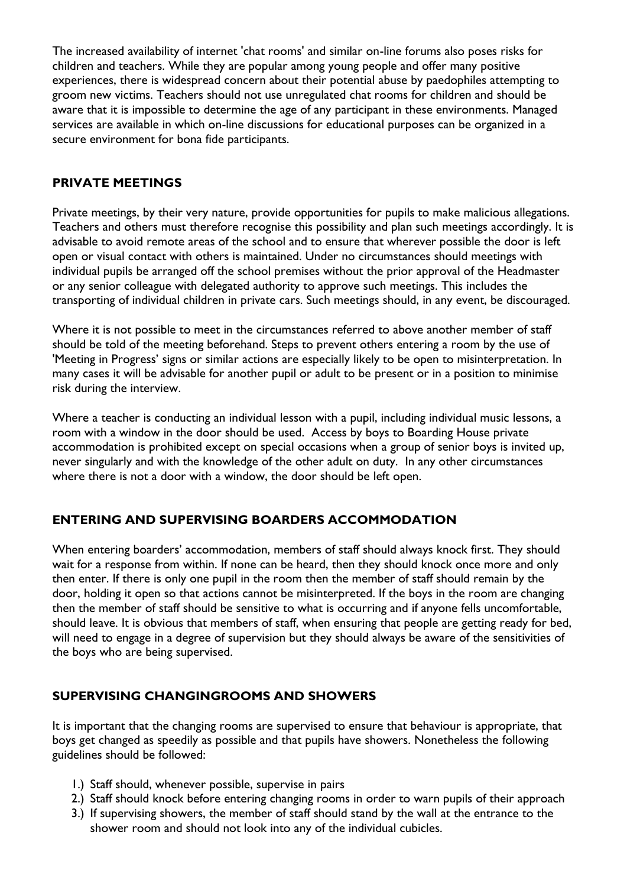The increased availability of internet 'chat rooms' and similar on-line forums also poses risks for children and teachers. While they are popular among young people and offer many positive experiences, there is widespread concern about their potential abuse by paedophiles attempting to groom new victims. Teachers should not use unregulated chat rooms for children and should be aware that it is impossible to determine the age of any participant in these environments. Managed services are available in which on-line discussions for educational purposes can be organized in a secure environment for bona fide participants.

## PRIVATE MEETINGS

Private meetings, by their very nature, provide opportunities for pupils to make malicious allegations. Teachers and others must therefore recognise this possibility and plan such meetings accordingly. It is advisable to avoid remote areas of the school and to ensure that wherever possible the door is left open or visual contact with others is maintained. Under no circumstances should meetings with individual pupils be arranged off the school premises without the prior approval of the Headmaster or any senior colleague with delegated authority to approve such meetings. This includes the transporting of individual children in private cars. Such meetings should, in any event, be discouraged.

Where it is not possible to meet in the circumstances referred to above another member of staff should be told of the meeting beforehand. Steps to prevent others entering a room by the use of 'Meeting in Progress' signs or similar actions are especially likely to be open to misinterpretation. In many cases it will be advisable for another pupil or adult to be present or in a position to minimise risk during the interview.

Where a teacher is conducting an individual lesson with a pupil, including individual music lessons, a room with a window in the door should be used. Access by boys to Boarding House private accommodation is prohibited except on special occasions when a group of senior boys is invited up, never singularly and with the knowledge of the other adult on duty. In any other circumstances where there is not a door with a window, the door should be left open.

## ENTERING AND SUPERVISING BOARDERS ACCOMMODATION

When entering boarders' accommodation, members of staff should always knock first. They should wait for a response from within. If none can be heard, then they should knock once more and only then enter. If there is only one pupil in the room then the member of staff should remain by the door, holding it open so that actions cannot be misinterpreted. If the boys in the room are changing then the member of staff should be sensitive to what is occurring and if anyone fells uncomfortable, should leave. It is obvious that members of staff, when ensuring that people are getting ready for bed, will need to engage in a degree of supervision but they should always be aware of the sensitivities of the boys who are being supervised.

## SUPERVISING CHANGINGROOMS AND SHOWERS

It is important that the changing rooms are supervised to ensure that behaviour is appropriate, that boys get changed as speedily as possible and that pupils have showers. Nonetheless the following guidelines should be followed:

1.) Staff should, whenever possible, supervise in pairs
2.) Staff should knock before entering changing rooms in order to warn pupils of their approach
3.) If supervising showers, the member of staff should stand by the wall at the entrance to the shower room and should not look into any of the individual cubicles.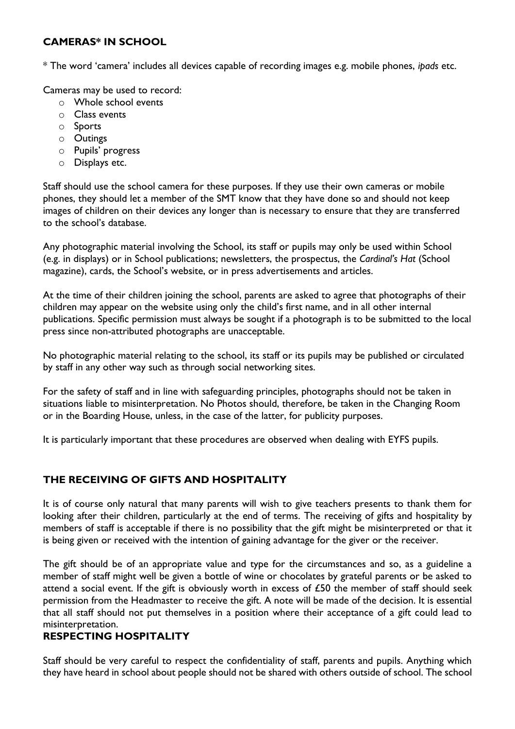## CAMERAS* IN SCHOOL

* The word 'camera' includes all devices capable of recording images e.g. mobile phones, *ipads* etc.

Cameras may be used to record:

- Whole school events
- Class events
- Sports
- Outings
- Pupils' progress
- Displays etc.

Staff should use the school camera for these purposes. If they use their own cameras or mobile phones, they should let a member of the SMT know that they have done so and should not keep images of children on their devices any longer than is necessary to ensure that they are transferred to the school's database.

Any photographic material involving the School, its staff or pupils may only be used within School (e.g. in displays) or in School publications; newsletters, the prospectus, the *Cardinal's Hat* (School magazine), cards, the School's website, or in press advertisements and articles.

At the time of their children joining the school, parents are asked to agree that photographs of their children may appear on the website using only the child's first name, and in all other internal publications. Specific permission must always be sought if a photograph is to be submitted to the local press since non-attributed photographs are unacceptable.

No photographic material relating to the school, its staff or its pupils may be published or circulated by staff in any other way such as through social networking sites.

For the safety of staff and in line with safeguarding principles, photographs should not be taken in situations liable to misinterpretation. No Photos should, therefore, be taken in the Changing Room or in the Boarding House, unless, in the case of the latter, for publicity purposes.

It is particularly important that these procedures are observed when dealing with EYFS pupils.

## THE RECEIVING OF GIFTS AND HOSPITALITY

It is of course only natural that many parents will wish to give teachers presents to thank them for looking after their children, particularly at the end of terms. The receiving of gifts and hospitality by members of staff is acceptable if there is no possibility that the gift might be misinterpreted or that it is being given or received with the intention of gaining advantage for the giver or the receiver.

The gift should be of an appropriate value and type for the circumstances and so, as a guideline a member of staff might well be given a bottle of wine or chocolates by grateful parents or be asked to attend a social event. If the gift is obviously worth in excess of £50 the member of staff should seek permission from the Headmaster to receive the gift. A note will be made of the decision. It is essential that all staff should not put themselves in a position where their acceptance of a gift could lead to misinterpretation.

## RESPECTING HOSPITALITY

Staff should be very careful to respect the confidentiality of staff, parents and pupils. Anything which they have heard in school about people should not be shared with others outside of school. The school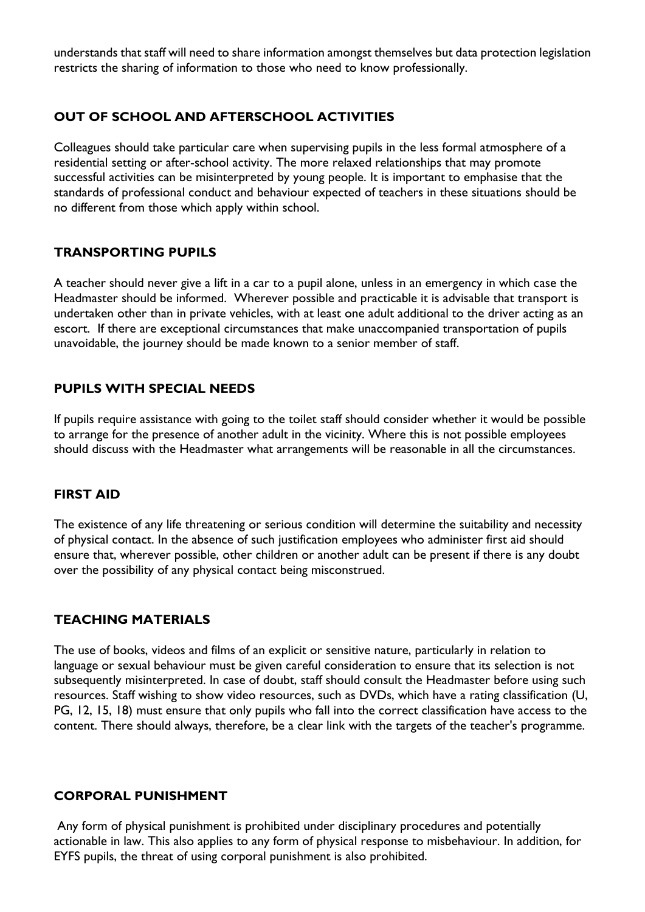understands that staff will need to share information amongst themselves but data protection legislation restricts the sharing of information to those who need to know professionally.

## OUT OF SCHOOL AND AFTERSCHOOL ACTIVITIES

Colleagues should take particular care when supervising pupils in the less formal atmosphere of a residential setting or after-school activity. The more relaxed relationships that may promote successful activities can be misinterpreted by young people. It is important to emphasise that the standards of professional conduct and behaviour expected of teachers in these situations should be no different from those which apply within school.

## TRANSPORTING PUPILS

A teacher should never give a lift in a car to a pupil alone, unless in an emergency in which case the Headmaster should be informed. Wherever possible and practicable it is advisable that transport is undertaken other than in private vehicles, with at least one adult additional to the driver acting as an escort. If there are exceptional circumstances that make unaccompanied transportation of pupils unavoidable, the journey should be made known to a senior member of staff.

## PUPILS WITH SPECIAL NEEDS

If pupils require assistance with going to the toilet staff should consider whether it would be possible to arrange for the presence of another adult in the vicinity. Where this is not possible employees should discuss with the Headmaster what arrangements will be reasonable in all the circumstances.

## FIRST AID

The existence of any life threatening or serious condition will determine the suitability and necessity of physical contact. In the absence of such justification employees who administer first aid should ensure that, wherever possible, other children or another adult can be present if there is any doubt over the possibility of any physical contact being misconstrued.

## TEACHING MATERIALS

The use of books, videos and films of an explicit or sensitive nature, particularly in relation to language or sexual behaviour must be given careful consideration to ensure that its selection is not subsequently misinterpreted. In case of doubt, staff should consult the Headmaster before using such resources. Staff wishing to show video resources, such as DVDs, which have a rating classification (U, PG, 12, 15, 18) must ensure that only pupils who fall into the correct classification have access to the content. There should always, therefore, be a clear link with the targets of the teacher's programme.

## CORPORAL PUNISHMENT

Any form of physical punishment is prohibited under disciplinary procedures and potentially actionable in law. This also applies to any form of physical response to misbehaviour. In addition, for EYFS pupils, the threat of using corporal punishment is also prohibited.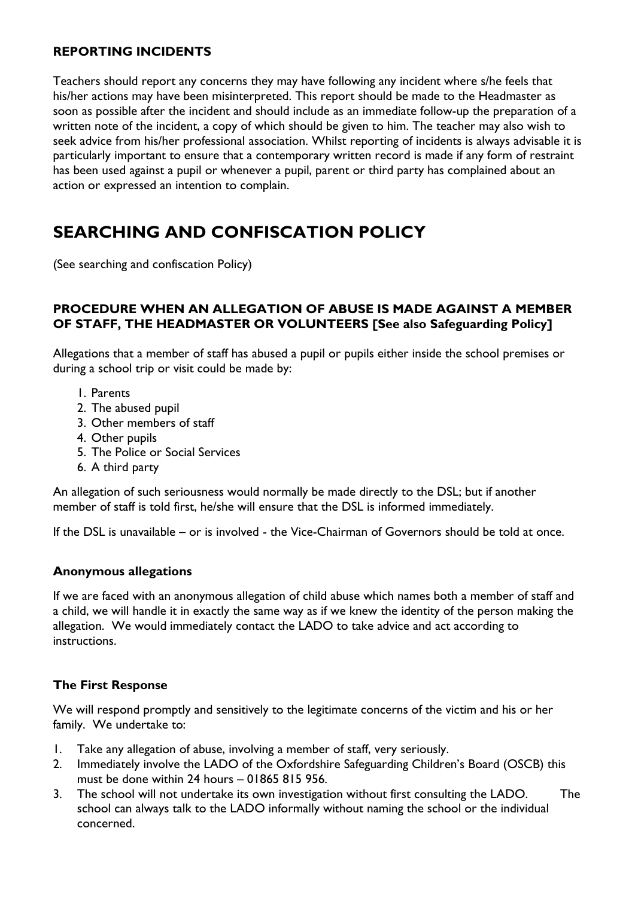### REPORTING INCIDENTS

Teachers should report any concerns they may have following any incident where s/he feels that his/her actions may have been misinterpreted. This report should be made to the Headmaster as soon as possible after the incident and should include as an immediate follow-up the preparation of a written note of the incident, a copy of which should be given to him. The teacher may also wish to seek advice from his/her professional association. Whilst reporting of incidents is always advisable it is particularly important to ensure that a contemporary written record is made if any form of restraint has been used against a pupil or whenever a pupil, parent or third party has complained about an action or expressed an intention to complain.

## SEARCHING AND CONFISCATION POLICY

(See searching and confiscation Policy)

### PROCEDURE WHEN AN ALLEGATION OF ABUSE IS MADE AGAINST A MEMBER OF STAFF, THE HEADMASTER OR VOLUNTEERS [See also Safeguarding Policy]

Allegations that a member of staff has abused a pupil or pupils either inside the school premises or during a school trip or visit could be made by:

1. Parents
2. The abused pupil
3. Other members of staff
4. Other pupils
5. The Police or Social Services
6. A third party

An allegation of such seriousness would normally be made directly to the DSL; but if another member of staff is told first, he/she will ensure that the DSL is informed immediately.

If the DSL is unavailable – or is involved - the Vice-Chairman of Governors should be told at once.

#### Anonymous allegations

If we are faced with an anonymous allegation of child abuse which names both a member of staff and a child, we will handle it in exactly the same way as if we knew the identity of the person making the allegation. We would immediately contact the LADO to take advice and act according to instructions.

#### The First Response

We will respond promptly and sensitively to the legitimate concerns of the victim and his or her family. We undertake to:

1. Take any allegation of abuse, involving a member of staff, very seriously.
2. Immediately involve the LADO of the Oxfordshire Safeguarding Children's Board (OSCB) this must be done within 24 hours – 01865 815 956.
3. The school will not undertake its own investigation without first consulting the LADO. The school can always talk to the LADO informally without naming the school or the individual concerned.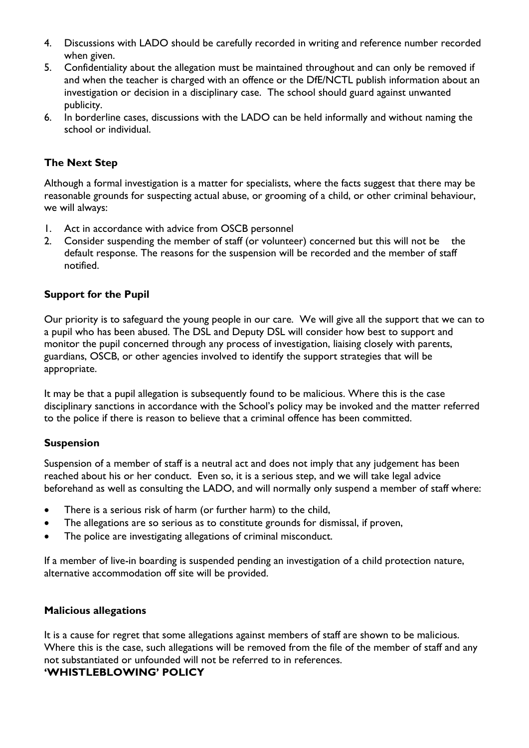4. Discussions with LADO should be carefully recorded in writing and reference number recorded when given.
5. Confidentiality about the allegation must be maintained throughout and can only be removed if and when the teacher is charged with an offence or the DfE/NCTL publish information about an investigation or decision in a disciplinary case. The school should guard against unwanted publicity.
6. In borderline cases, discussions with the LADO can be held informally and without naming the school or individual.

### The Next Step

Although a formal investigation is a matter for specialists, where the facts suggest that there may be reasonable grounds for suspecting actual abuse, or grooming of a child, or other criminal behaviour, we will always:

1. Act in accordance with advice from OSCB personnel
2. Consider suspending the member of staff (or volunteer) concerned but this will not be the default response. The reasons for the suspension will be recorded and the member of staff notified.

### Support for the Pupil

Our priority is to safeguard the young people in our care. We will give all the support that we can to a pupil who has been abused. The DSL and Deputy DSL will consider how best to support and monitor the pupil concerned through any process of investigation, liaising closely with parents, guardians, OSCB, or other agencies involved to identify the support strategies that will be appropriate.

It may be that a pupil allegation is subsequently found to be malicious. Where this is the case disciplinary sanctions in accordance with the School's policy may be invoked and the matter referred to the police if there is reason to believe that a criminal offence has been committed.

### Suspension

Suspension of a member of staff is a neutral act and does not imply that any judgement has been reached about his or her conduct. Even so, it is a serious step, and we will take legal advice beforehand as well as consulting the LADO, and will normally only suspend a member of staff where:

- There is a serious risk of harm (or further harm) to the child,
- The allegations are so serious as to constitute grounds for dismissal, if proven,
- The police are investigating allegations of criminal misconduct.

If a member of live-in boarding is suspended pending an investigation of a child protection nature, alternative accommodation off site will be provided.

### Malicious allegations

It is a cause for regret that some allegations against members of staff are shown to be malicious. Where this is the case, such allegations will be removed from the file of the member of staff and any not substantiated or unfounded will not be referred to in references.

## 'WHISTLEBLOWING' POLICY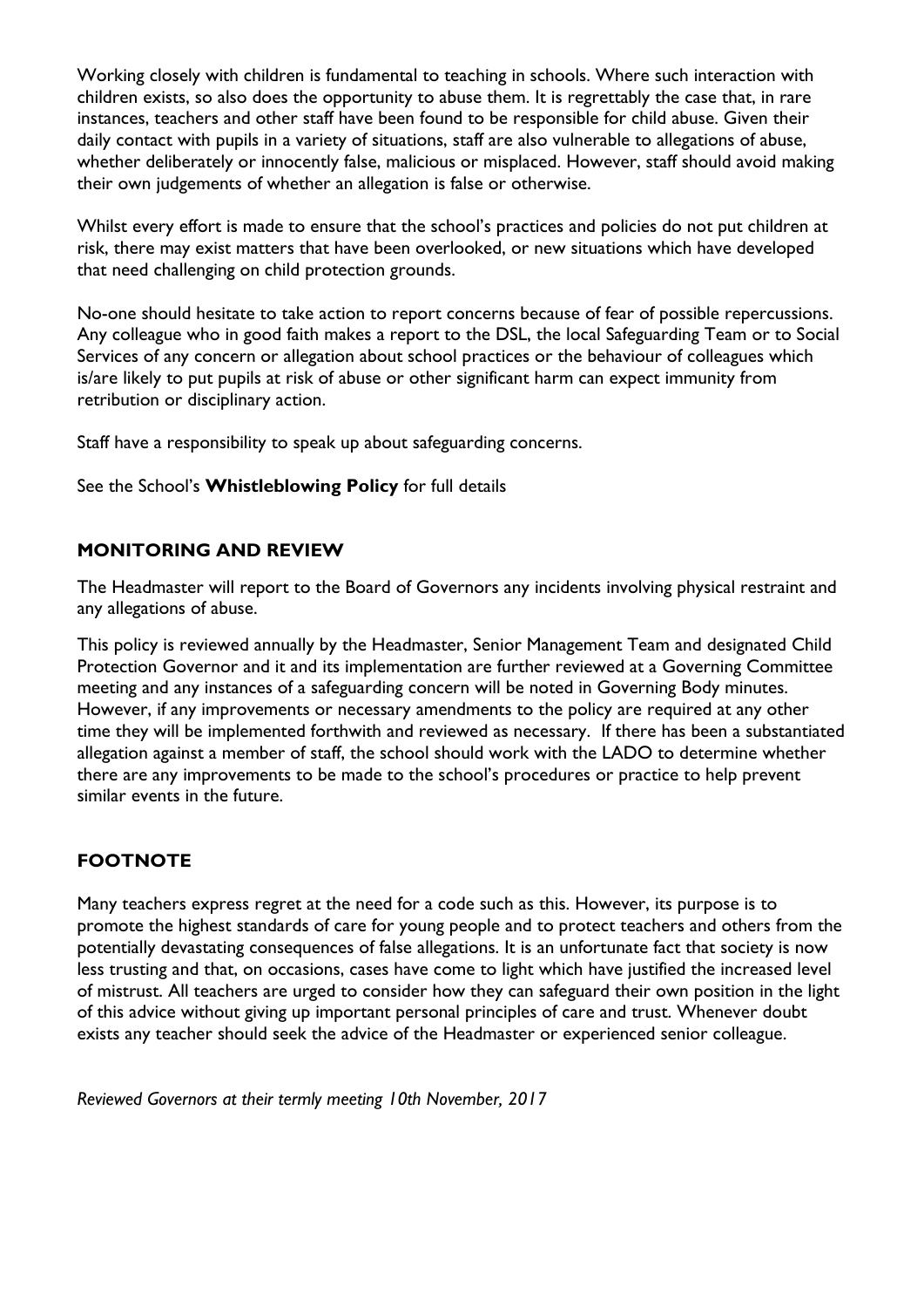Working closely with children is fundamental to teaching in schools. Where such interaction with children exists, so also does the opportunity to abuse them. It is regrettably the case that, in rare instances, teachers and other staff have been found to be responsible for child abuse. Given their daily contact with pupils in a variety of situations, staff are also vulnerable to allegations of abuse, whether deliberately or innocently false, malicious or misplaced. However, staff should avoid making their own judgements of whether an allegation is false or otherwise.

Whilst every effort is made to ensure that the school's practices and policies do not put children at risk, there may exist matters that have been overlooked, or new situations which have developed that need challenging on child protection grounds.

No-one should hesitate to take action to report concerns because of fear of possible repercussions. Any colleague who in good faith makes a report to the DSL, the local Safeguarding Team or to Social Services of any concern or allegation about school practices or the behaviour of colleagues which is/are likely to put pupils at risk of abuse or other significant harm can expect immunity from retribution or disciplinary action.

Staff have a responsibility to speak up about safeguarding concerns.

See the School's **Whistleblowing Policy** for full details

## MONITORING AND REVIEW

The Headmaster will report to the Board of Governors any incidents involving physical restraint and any allegations of abuse.

This policy is reviewed annually by the Headmaster, Senior Management Team and designated Child Protection Governor and it and its implementation are further reviewed at a Governing Committee meeting and any instances of a safeguarding concern will be noted in Governing Body minutes. However, if any improvements or necessary amendments to the policy are required at any other time they will be implemented forthwith and reviewed as necessary. If there has been a substantiated allegation against a member of staff, the school should work with the LADO to determine whether there are any improvements to be made to the school's procedures or practice to help prevent similar events in the future.

## FOOTNOTE

Many teachers express regret at the need for a code such as this. However, its purpose is to promote the highest standards of care for young people and to protect teachers and others from the potentially devastating consequences of false allegations. It is an unfortunate fact that society is now less trusting and that, on occasions, cases have come to light which have justified the increased level of mistrust. All teachers are urged to consider how they can safeguard their own position in the light of this advice without giving up important personal principles of care and trust. Whenever doubt exists any teacher should seek the advice of the Headmaster or experienced senior colleague.

*Reviewed Governors at their termly meeting 10th November, 2017*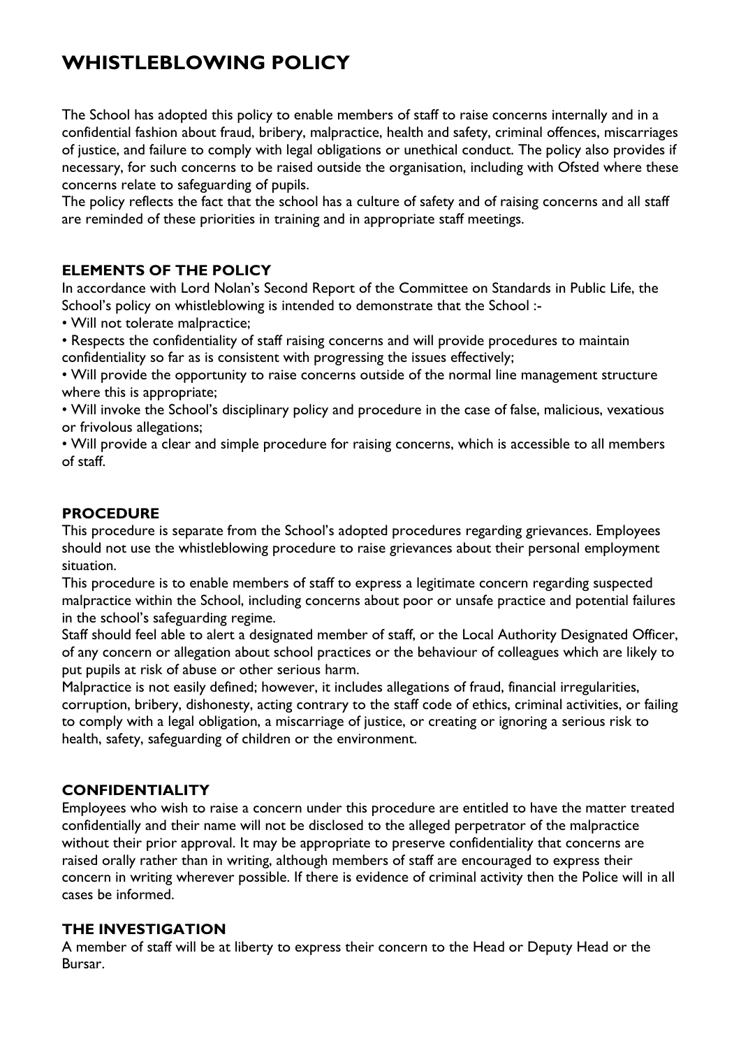# WHISTLEBLOWING POLICY

The School has adopted this policy to enable members of staff to raise concerns internally and in a confidential fashion about fraud, bribery, malpractice, health and safety, criminal offences, miscarriages of justice, and failure to comply with legal obligations or unethical conduct. The policy also provides if necessary, for such concerns to be raised outside the organisation, including with Ofsted where these concerns relate to safeguarding of pupils.

The policy reflects the fact that the school has a culture of safety and of raising concerns and all staff are reminded of these priorities in training and in appropriate staff meetings.

## ELEMENTS OF THE POLICY

In accordance with Lord Nolan's Second Report of the Committee on Standards in Public Life, the School's policy on whistleblowing is intended to demonstrate that the School :-

- Will not tolerate malpractice;
- Respects the confidentiality of staff raising concerns and will provide procedures to maintain confidentiality so far as is consistent with progressing the issues effectively;
- Will provide the opportunity to raise concerns outside of the normal line management structure where this is appropriate;
- Will invoke the School's disciplinary policy and procedure in the case of false, malicious, vexatious or frivolous allegations;
- Will provide a clear and simple procedure for raising concerns, which is accessible to all members of staff.

## PROCEDURE

This procedure is separate from the School's adopted procedures regarding grievances. Employees should not use the whistleblowing procedure to raise grievances about their personal employment situation.

This procedure is to enable members of staff to express a legitimate concern regarding suspected malpractice within the School, including concerns about poor or unsafe practice and potential failures in the school's safeguarding regime.

Staff should feel able to alert a designated member of staff, or the Local Authority Designated Officer, of any concern or allegation about school practices or the behaviour of colleagues which are likely to put pupils at risk of abuse or other serious harm.

Malpractice is not easily defined; however, it includes allegations of fraud, financial irregularities, corruption, bribery, dishonesty, acting contrary to the staff code of ethics, criminal activities, or failing to comply with a legal obligation, a miscarriage of justice, or creating or ignoring a serious risk to health, safety, safeguarding of children or the environment.

## CONFIDENTIALITY

Employees who wish to raise a concern under this procedure are entitled to have the matter treated confidentially and their name will not be disclosed to the alleged perpetrator of the malpractice without their prior approval. It may be appropriate to preserve confidentiality that concerns are raised orally rather than in writing, although members of staff are encouraged to express their concern in writing wherever possible. If there is evidence of criminal activity then the Police will in all cases be informed.

## THE INVESTIGATION

A member of staff will be at liberty to express their concern to the Head or Deputy Head or the Bursar.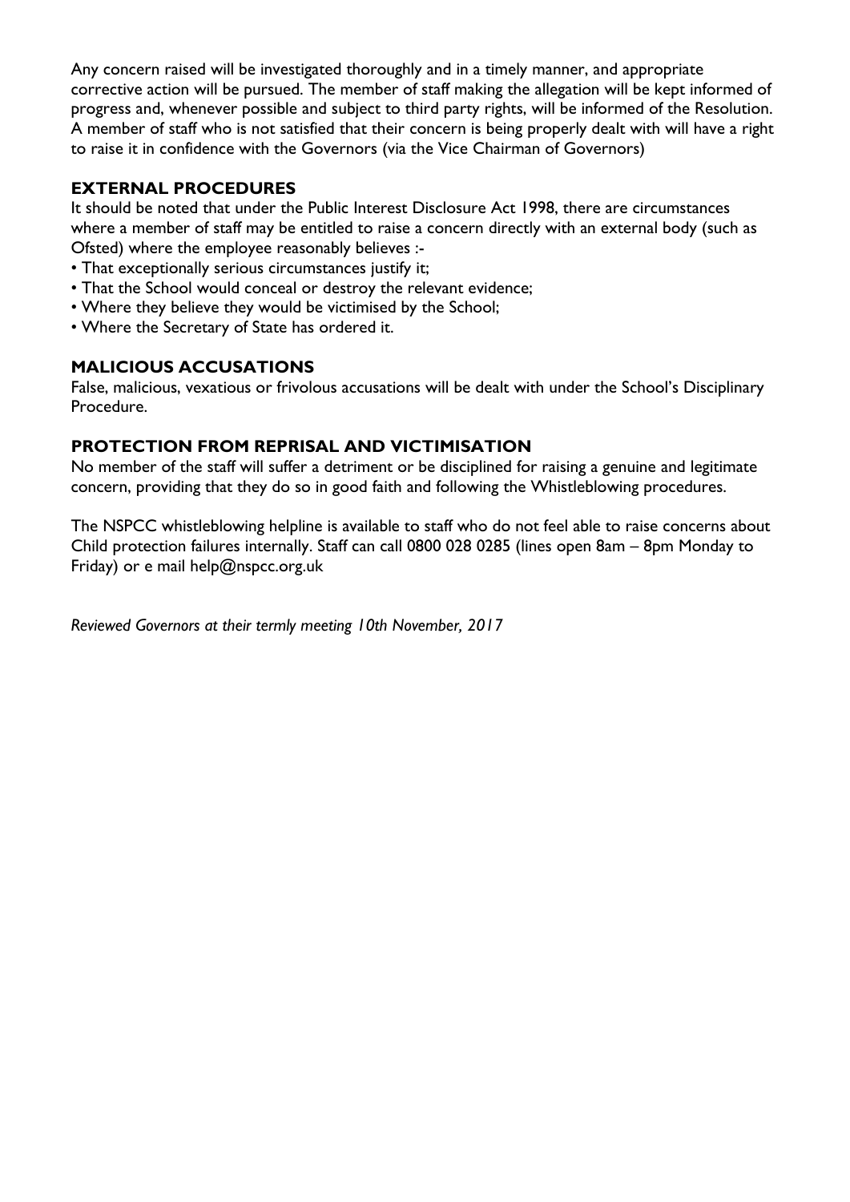Any concern raised will be investigated thoroughly and in a timely manner, and appropriate corrective action will be pursued. The member of staff making the allegation will be kept informed of progress and, whenever possible and subject to third party rights, will be informed of the Resolution. A member of staff who is not satisfied that their concern is being properly dealt with will have a right to raise it in confidence with the Governors (via the Vice Chairman of Governors)

## EXTERNAL PROCEDURES

It should be noted that under the Public Interest Disclosure Act 1998, there are circumstances where a member of staff may be entitled to raise a concern directly with an external body (such as Ofsted) where the employee reasonably believes :-

- That exceptionally serious circumstances justify it;
- That the School would conceal or destroy the relevant evidence;
- Where they believe they would be victimised by the School;
- Where the Secretary of State has ordered it.

## MALICIOUS ACCUSATIONS

False, malicious, vexatious or frivolous accusations will be dealt with under the School's Disciplinary Procedure.

## PROTECTION FROM REPRISAL AND VICTIMISATION

No member of the staff will suffer a detriment or be disciplined for raising a genuine and legitimate concern, providing that they do so in good faith and following the Whistleblowing procedures.

The NSPCC whistleblowing helpline is available to staff who do not feel able to raise concerns about Child protection failures internally. Staff can call 0800 028 0285 (lines open 8am – 8pm Monday to Friday) or e mail help@nspcc.org.uk

*Reviewed Governors at their termly meeting 10th November, 2017*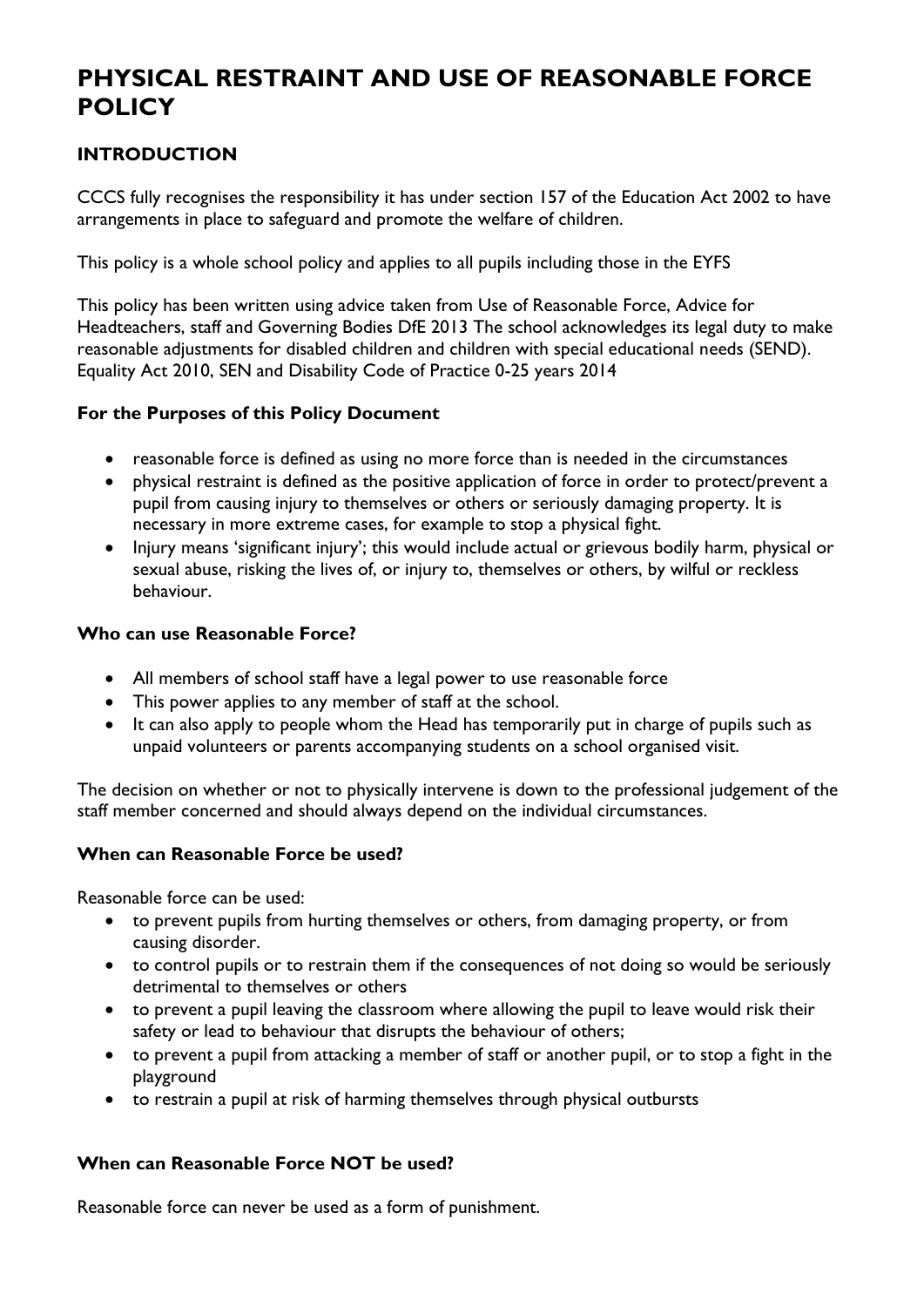# PHYSICAL RESTRAINT AND USE OF REASONABLE FORCE POLICY

## INTRODUCTION

CCCS fully recognises the responsibility it has under section 157 of the Education Act 2002 to have arrangements in place to safeguard and promote the welfare of children.

This policy is a whole school policy and applies to all pupils including those in the EYFS

This policy has been written using advice taken from Use of Reasonable Force, Advice for Headteachers, staff and Governing Bodies DfE 2013 The school acknowledges its legal duty to make reasonable adjustments for disabled children and children with special educational needs (SEND). Equality Act 2010, SEN and Disability Code of Practice 0-25 years 2014

### For the Purposes of this Policy Document

- reasonable force is defined as using no more force than is needed in the circumstances
- physical restraint is defined as the positive application of force in order to protect/prevent a pupil from causing injury to themselves or others or seriously damaging property. It is necessary in more extreme cases, for example to stop a physical fight.
- Injury means 'significant injury'; this would include actual or grievous bodily harm, physical or sexual abuse, risking the lives of, or injury to, themselves or others, by wilful or reckless behaviour.

### Who can use Reasonable Force?

- All members of school staff have a legal power to use reasonable force
- This power applies to any member of staff at the school.
- It can also apply to people whom the Head has temporarily put in charge of pupils such as unpaid volunteers or parents accompanying students on a school organised visit.

The decision on whether or not to physically intervene is down to the professional judgement of the staff member concerned and should always depend on the individual circumstances.

### When can Reasonable Force be used?

Reasonable force can be used:

- to prevent pupils from hurting themselves or others, from damaging property, or from causing disorder.
- to control pupils or to restrain them if the consequences of not doing so would be seriously detrimental to themselves or others
- to prevent a pupil leaving the classroom where allowing the pupil to leave would risk their safety or lead to behaviour that disrupts the behaviour of others;
- to prevent a pupil from attacking a member of staff or another pupil, or to stop a fight in the playground
- to restrain a pupil at risk of harming themselves through physical outbursts

### When can Reasonable Force NOT be used?

Reasonable force can never be used as a form of punishment.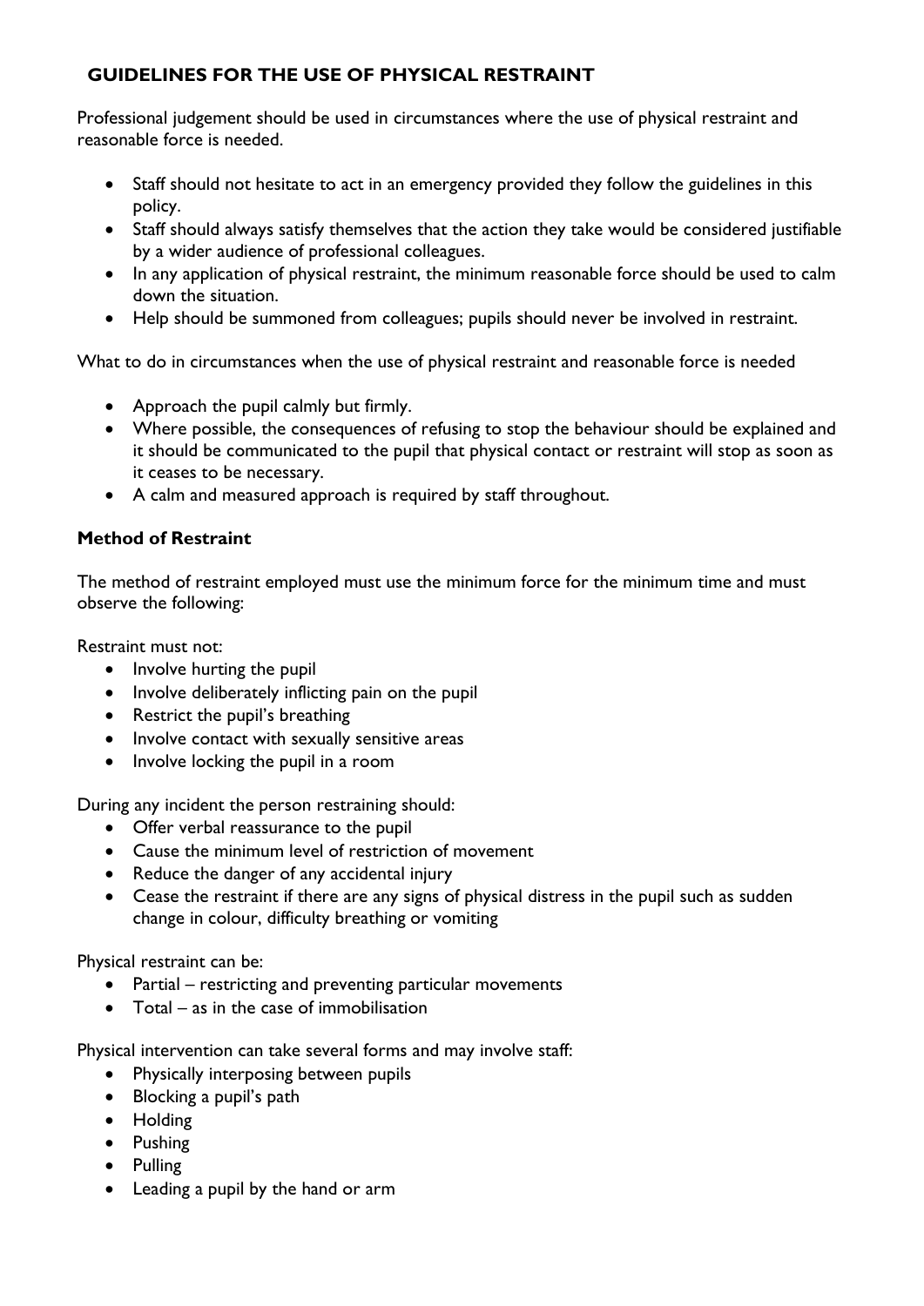## GUIDELINES FOR THE USE OF PHYSICAL RESTRAINT

Professional judgement should be used in circumstances where the use of physical restraint and reasonable force is needed.

- Staff should not hesitate to act in an emergency provided they follow the guidelines in this policy.
- Staff should always satisfy themselves that the action they take would be considered justifiable by a wider audience of professional colleagues.
- In any application of physical restraint, the minimum reasonable force should be used to calm down the situation.
- Help should be summoned from colleagues; pupils should never be involved in restraint.

What to do in circumstances when the use of physical restraint and reasonable force is needed

- Approach the pupil calmly but firmly.
- Where possible, the consequences of refusing to stop the behaviour should be explained and it should be communicated to the pupil that physical contact or restraint will stop as soon as it ceases to be necessary.
- A calm and measured approach is required by staff throughout.

### Method of Restraint

The method of restraint employed must use the minimum force for the minimum time and must observe the following:

Restraint must not:

- Involve hurting the pupil
- Involve deliberately inflicting pain on the pupil
- Restrict the pupil's breathing
- Involve contact with sexually sensitive areas
- Involve locking the pupil in a room

During any incident the person restraining should:

- Offer verbal reassurance to the pupil
- Cause the minimum level of restriction of movement
- Reduce the danger of any accidental injury
- Cease the restraint if there are any signs of physical distress in the pupil such as sudden change in colour, difficulty breathing or vomiting

Physical restraint can be:

- Partial – restricting and preventing particular movements
- Total – as in the case of immobilisation

Physical intervention can take several forms and may involve staff:

- Physically interposing between pupils
- Blocking a pupil's path
- Holding
- Pushing
- Pulling
- Leading a pupil by the hand or arm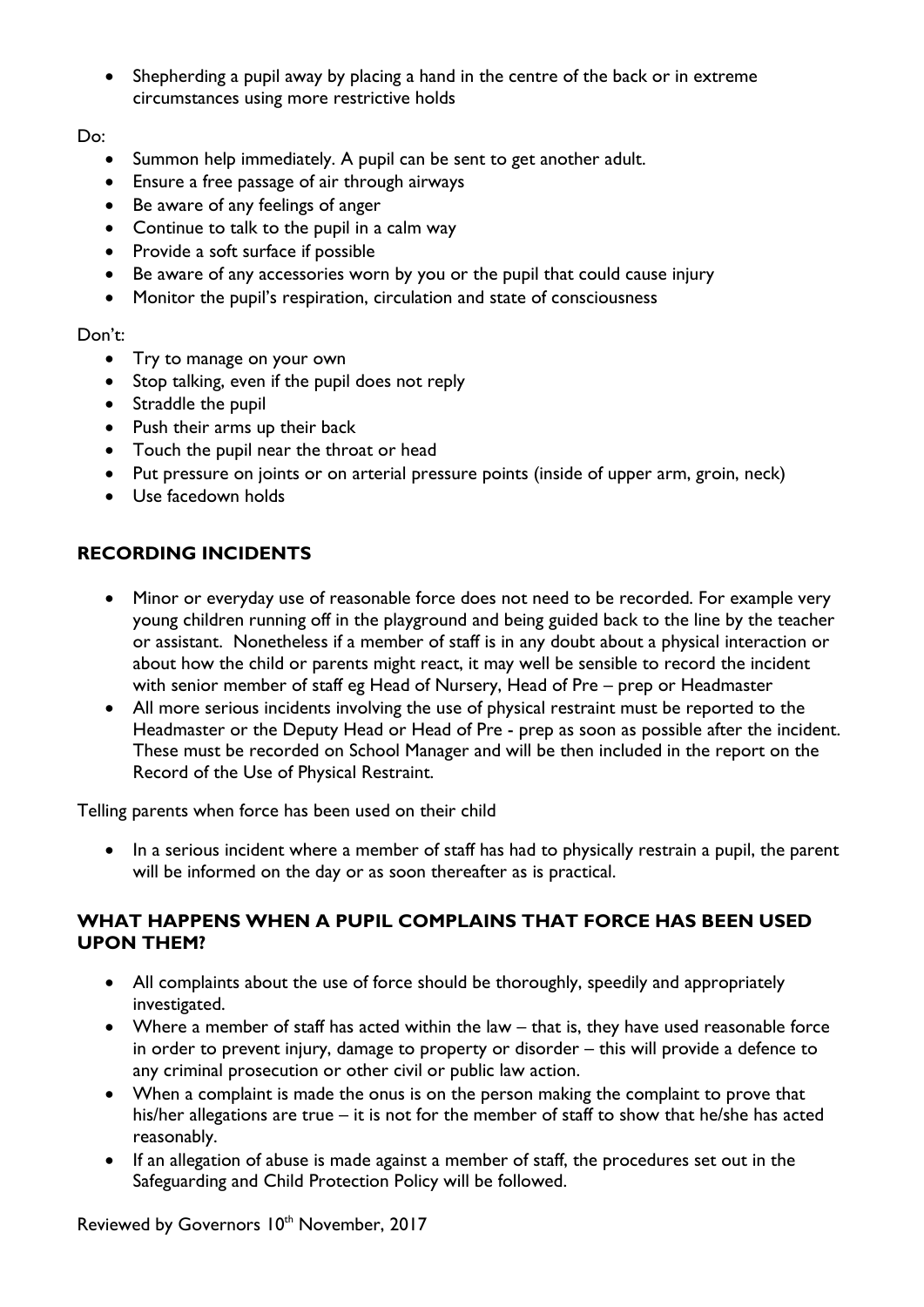- Shepherding a pupil away by placing a hand in the centre of the back or in extreme circumstances using more restrictive holds

Do:

- Summon help immediately. A pupil can be sent to get another adult.
- Ensure a free passage of air through airways
- Be aware of any feelings of anger
- Continue to talk to the pupil in a calm way
- Provide a soft surface if possible
- Be aware of any accessories worn by you or the pupil that could cause injury
- Monitor the pupil's respiration, circulation and state of consciousness

Don't:

- Try to manage on your own
- Stop talking, even if the pupil does not reply
- Straddle the pupil
- Push their arms up their back
- Touch the pupil near the throat or head
- Put pressure on joints or on arterial pressure points (inside of upper arm, groin, neck)
- Use facedown holds

## RECORDING INCIDENTS

- Minor or everyday use of reasonable force does not need to be recorded. For example very young children running off in the playground and being guided back to the line by the teacher or assistant. Nonetheless if a member of staff is in any doubt about a physical interaction or about how the child or parents might react, it may well be sensible to record the incident with senior member of staff eg Head of Nursery, Head of Pre – prep or Headmaster
- All more serious incidents involving the use of physical restraint must be reported to the Headmaster or the Deputy Head or Head of Pre - prep as soon as possible after the incident. These must be recorded on School Manager and will be then included in the report on the Record of the Use of Physical Restraint.

Telling parents when force has been used on their child

- In a serious incident where a member of staff has had to physically restrain a pupil, the parent will be informed on the day or as soon thereafter as is practical.

## WHAT HAPPENS WHEN A PUPIL COMPLAINS THAT FORCE HAS BEEN USED UPON THEM?

- All complaints about the use of force should be thoroughly, speedily and appropriately investigated.
- Where a member of staff has acted within the law – that is, they have used reasonable force in order to prevent injury, damage to property or disorder – this will provide a defence to any criminal prosecution or other civil or public law action.
- When a complaint is made the onus is on the person making the complaint to prove that his/her allegations are true – it is not for the member of staff to show that he/she has acted reasonably.
- If an allegation of abuse is made against a member of staff, the procedures set out in the Safeguarding and Child Protection Policy will be followed.

Reviewed by Governors 10th November, 2017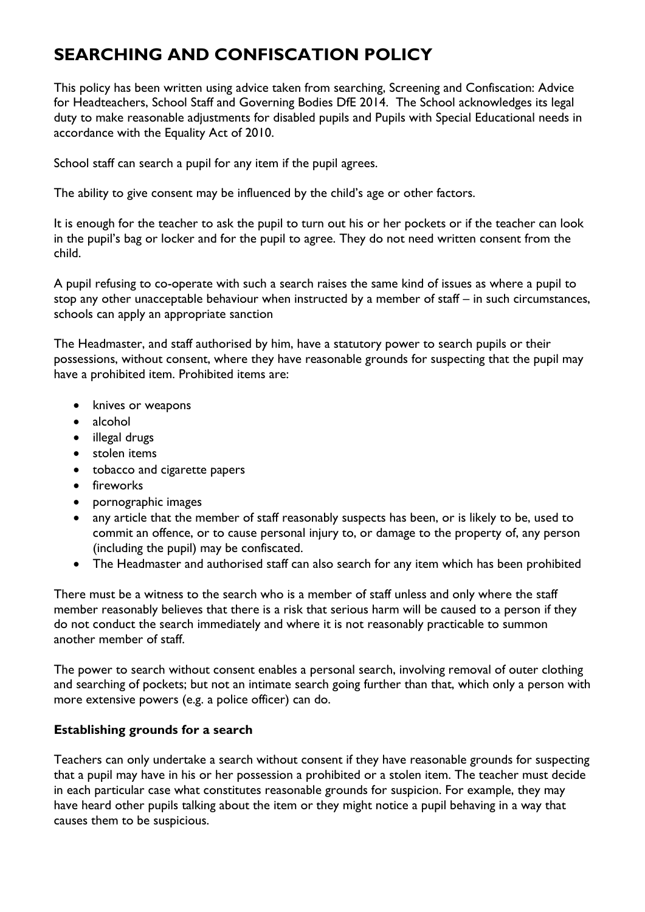# SEARCHING AND CONFISCATION POLICY

This policy has been written using advice taken from searching, Screening and Confiscation: Advice for Headteachers, School Staff and Governing Bodies DfE 2014. The School acknowledges its legal duty to make reasonable adjustments for disabled pupils and Pupils with Special Educational needs in accordance with the Equality Act of 2010.

School staff can search a pupil for any item if the pupil agrees.

The ability to give consent may be influenced by the child's age or other factors.

It is enough for the teacher to ask the pupil to turn out his or her pockets or if the teacher can look in the pupil's bag or locker and for the pupil to agree. They do not need written consent from the child.

A pupil refusing to co-operate with such a search raises the same kind of issues as where a pupil to stop any other unacceptable behaviour when instructed by a member of staff – in such circumstances, schools can apply an appropriate sanction

The Headmaster, and staff authorised by him, have a statutory power to search pupils or their possessions, without consent, where they have reasonable grounds for suspecting that the pupil may have a prohibited item. Prohibited items are:

- knives or weapons
- alcohol
- illegal drugs
- stolen items
- tobacco and cigarette papers
- fireworks
- pornographic images
- any article that the member of staff reasonably suspects has been, or is likely to be, used to commit an offence, or to cause personal injury to, or damage to the property of, any person (including the pupil) may be confiscated.
- The Headmaster and authorised staff can also search for any item which has been prohibited

There must be a witness to the search who is a member of staff unless and only where the staff member reasonably believes that there is a risk that serious harm will be caused to a person if they do not conduct the search immediately and where it is not reasonably practicable to summon another member of staff.

The power to search without consent enables a personal search, involving removal of outer clothing and searching of pockets; but not an intimate search going further than that, which only a person with more extensive powers (e.g. a police officer) can do.

**Establishing grounds for a search**

Teachers can only undertake a search without consent if they have reasonable grounds for suspecting that a pupil may have in his or her possession a prohibited or a stolen item. The teacher must decide in each particular case what constitutes reasonable grounds for suspicion. For example, they may have heard other pupils talking about the item or they might notice a pupil behaving in a way that causes them to be suspicious.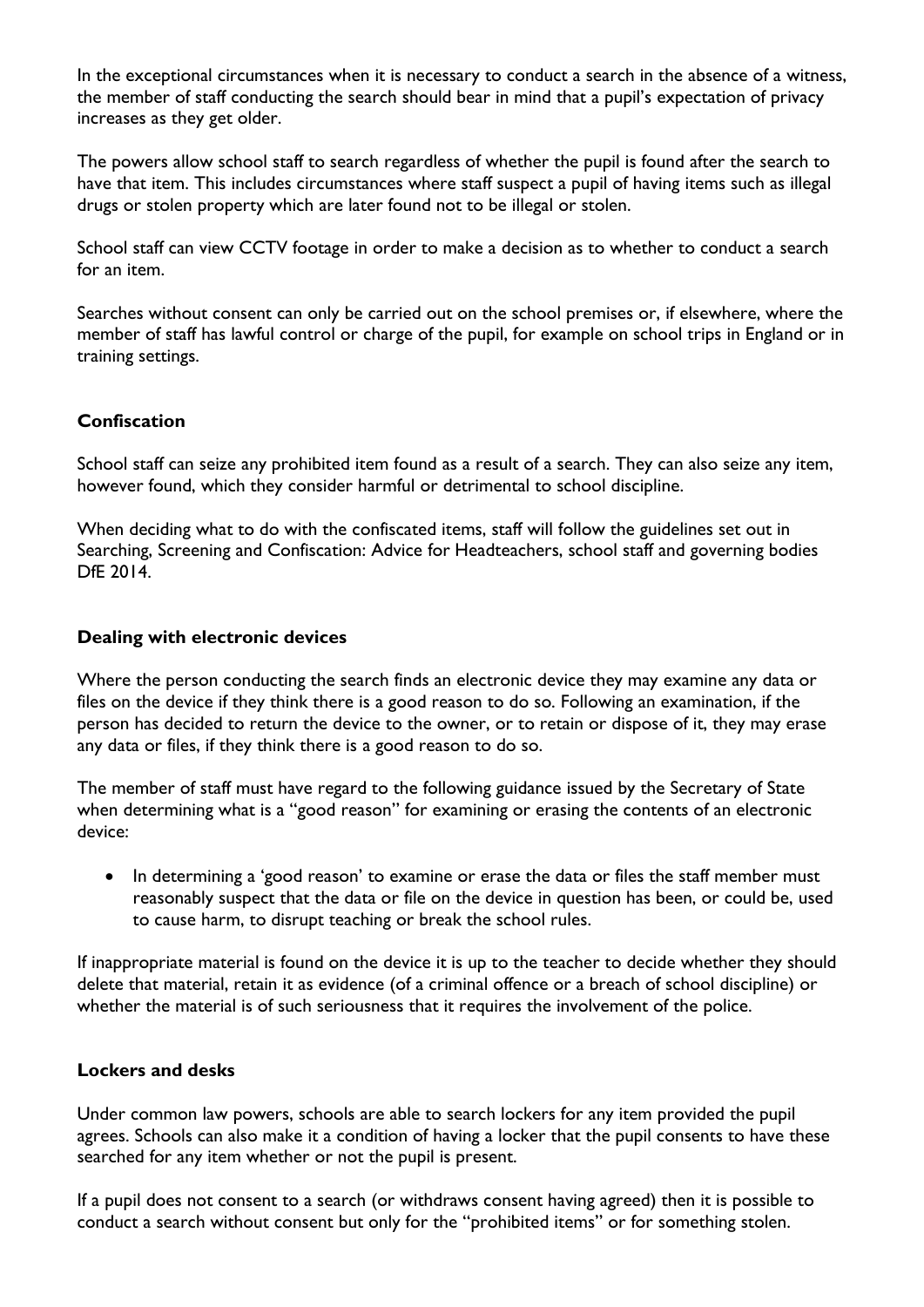In the exceptional circumstances when it is necessary to conduct a search in the absence of a witness, the member of staff conducting the search should bear in mind that a pupil's expectation of privacy increases as they get older.

The powers allow school staff to search regardless of whether the pupil is found after the search to have that item. This includes circumstances where staff suspect a pupil of having items such as illegal drugs or stolen property which are later found not to be illegal or stolen.

School staff can view CCTV footage in order to make a decision as to whether to conduct a search for an item.

Searches without consent can only be carried out on the school premises or, if elsewhere, where the member of staff has lawful control or charge of the pupil, for example on school trips in England or in training settings.

**Confiscation**

School staff can seize any prohibited item found as a result of a search. They can also seize any item, however found, which they consider harmful or detrimental to school discipline.

When deciding what to do with the confiscated items, staff will follow the guidelines set out in Searching, Screening and Confiscation: Advice for Headteachers, school staff and governing bodies DfE 2014.

**Dealing with electronic devices**

Where the person conducting the search finds an electronic device they may examine any data or files on the device if they think there is a good reason to do so. Following an examination, if the person has decided to return the device to the owner, or to retain or dispose of it, they may erase any data or files, if they think there is a good reason to do so.

The member of staff must have regard to the following guidance issued by the Secretary of State when determining what is a "good reason" for examining or erasing the contents of an electronic device:

- In determining a 'good reason' to examine or erase the data or files the staff member must reasonably suspect that the data or file on the device in question has been, or could be, used to cause harm, to disrupt teaching or break the school rules.

If inappropriate material is found on the device it is up to the teacher to decide whether they should delete that material, retain it as evidence (of a criminal offence or a breach of school discipline) or whether the material is of such seriousness that it requires the involvement of the police.

**Lockers and desks**

Under common law powers, schools are able to search lockers for any item provided the pupil agrees. Schools can also make it a condition of having a locker that the pupil consents to have these searched for any item whether or not the pupil is present.

If a pupil does not consent to a search (or withdraws consent having agreed) then it is possible to conduct a search without consent but only for the "prohibited items" or for something stolen.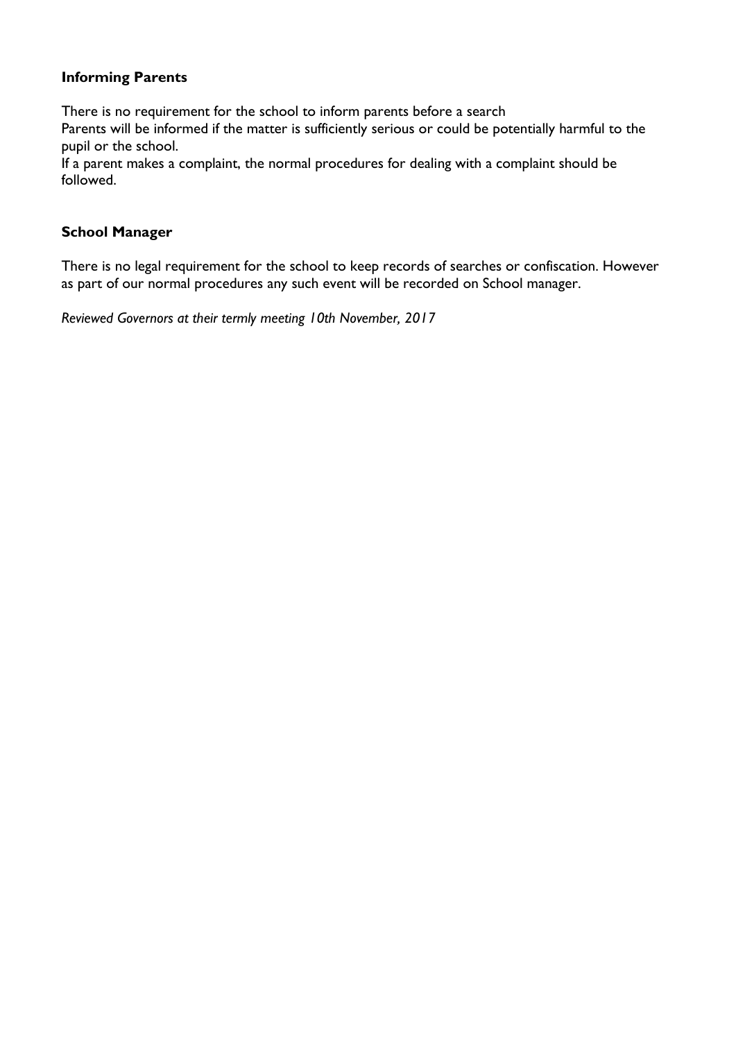## Informing Parents

There is no requirement for the school to inform parents before a search
Parents will be informed if the matter is sufficiently serious or could be potentially harmful to the pupil or the school.
If a parent makes a complaint, the normal procedures for dealing with a complaint should be followed.

## School Manager

There is no legal requirement for the school to keep records of searches or confiscation. However as part of our normal procedures any such event will be recorded on School manager.

*Reviewed Governors at their termly meeting 10th November, 2017*